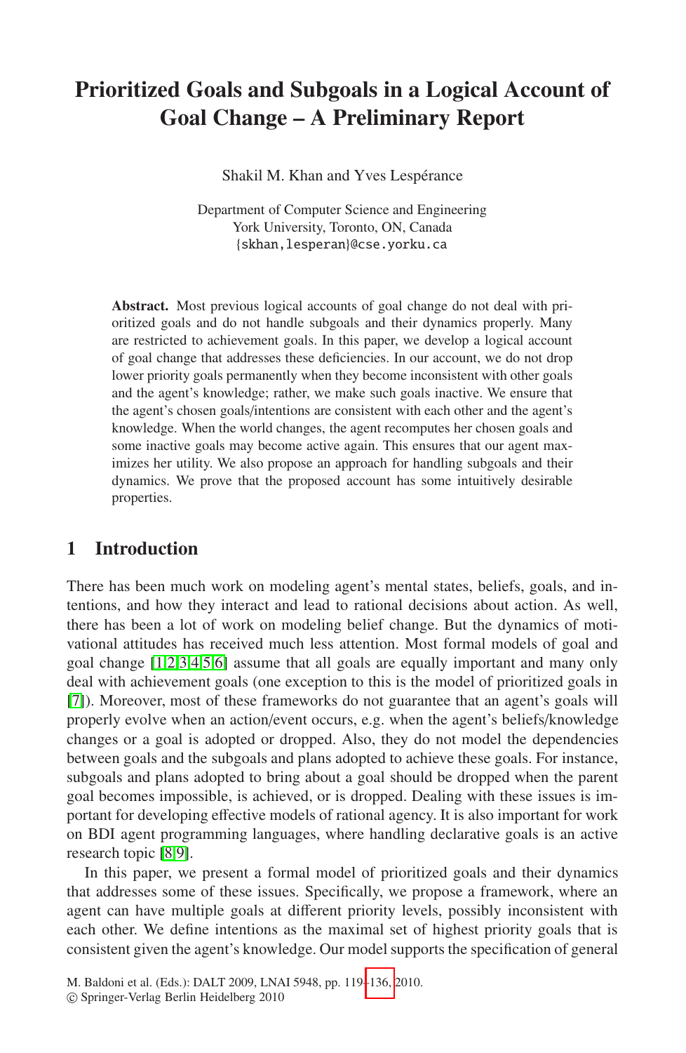# Prioritized Goals and Subgoals in a Logical Account of Goal Change – A Preliminary Report

Shakil M. Khan and Yves Lespérance

Department of Computer Science and Engineering
York University, Toronto, ON, Canada
{skhan,lesperan}@cse.yorku.ca

**Abstract.** Most previous logical accounts of goal change do not deal with prioritized goals and do not handle subgoals and their dynamics properly. Many are restricted to achievement goals. In this paper, we develop a logical account of goal change that addresses these deficiencies. In our account, we do not drop lower priority goals permanently when they become inconsistent with other goals and the agent's knowledge; rather, we make such goals inactive. We ensure that the agent's chosen goals/intentions are consistent with each other and the agent's knowledge. When the world changes, the agent recomputes her chosen goals and some inactive goals may become active again. This ensures that our agent maximizes her utility. We also propose an approach for handling subgoals and their dynamics. We prove that the proposed account has some intuitively desirable properties.

## 1 Introduction

There has been much work on modeling agent's mental states, beliefs, goals, and intentions, and how they interact and lead to rational decisions about action. As well, there has been a lot of work on modeling belief change. But the dynamics of motivational attitudes has received much less attention. Most formal models of goal and goal change [1,2,3,4,5,6] assume that all goals are equally important and many only deal with achievement goals (one exception to this is the model of prioritized goals in [7]). Moreover, most of these frameworks do not guarantee that an agent's goals will properly evolve when an action/event occurs, e.g. when the agent's beliefs/knowledge changes or a goal is adopted or dropped. Also, they do not model the dependencies between goals and the subgoals and plans adopted to achieve these goals. For instance, subgoals and plans adopted to bring about a goal should be dropped when the parent goal becomes impossible, is achieved, or is dropped. Dealing with these issues is important for developing effective models of rational agency. It is also important for work on BDI agent programming languages, where handling declarative goals is an active research topic [8,9].

In this paper, we present a formal model of prioritized goals and their dynamics that addresses some of these issues. Specifically, we propose a framework, where an agent can have multiple goals at different priority levels, possibly inconsistent with each other. We define intentions as the maximal set of highest priority goals that is consistent given the agent's knowledge. Our model supports the specification of general

M. Baldoni et al. (Eds.): DALT 2009, LNAI 5948, pp. 119–136, 2010.
© Springer-Verlag Berlin Heidelberg 2010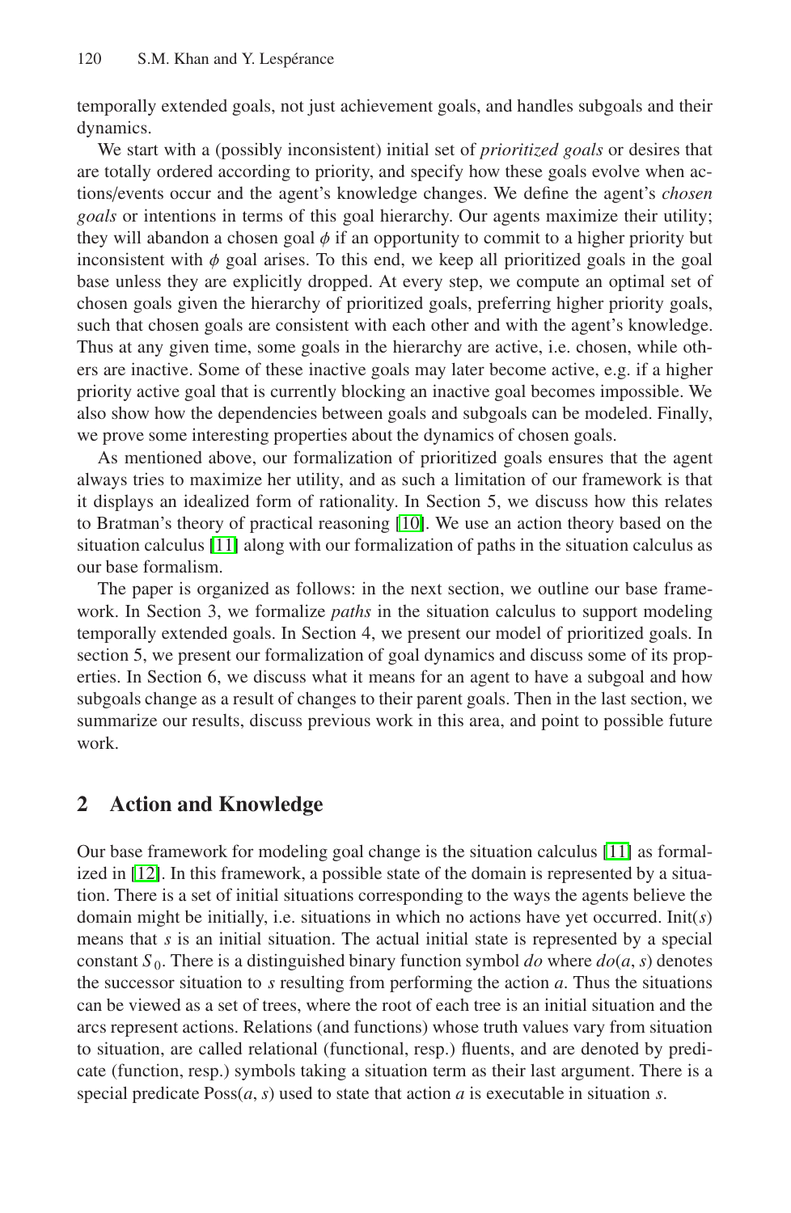temporally extended goals, not just achievement goals, and handles subgoals and their dynamics.

We start with a (possibly inconsistent) initial set of *prioritized goals* or desires that are totally ordered according to priority, and specify how these goals evolve when actions/events occur and the agent's knowledge changes. We define the agent's *chosen goals* or intentions in terms of this goal hierarchy. Our agents maximize their utility; they will abandon a chosen goal $\phi$ if an opportunity to commit to a higher priority but inconsistent with $\phi$ goal arises. To this end, we keep all prioritized goals in the goal base unless they are explicitly dropped. At every step, we compute an optimal set of chosen goals given the hierarchy of prioritized goals, preferring higher priority goals, such that chosen goals are consistent with each other and with the agent's knowledge. Thus at any given time, some goals in the hierarchy are active, i.e. chosen, while others are inactive. Some of these inactive goals may later become active, e.g. if a higher priority active goal that is currently blocking an inactive goal becomes impossible. We also show how the dependencies between goals and subgoals can be modeled. Finally, we prove some interesting properties about the dynamics of chosen goals.

As mentioned above, our formalization of prioritized goals ensures that the agent always tries to maximize her utility, and as such a limitation of our framework is that it displays an idealized form of rationality. In Section 5, we discuss how this relates to Bratman's theory of practical reasoning [10]. We use an action theory based on the situation calculus [11] along with our formalization of paths in the situation calculus as our base formalism.

The paper is organized as follows: in the next section, we outline our base framework. In Section 3, we formalize *paths* in the situation calculus to support modeling temporally extended goals. In Section 4, we present our model of prioritized goals. In section 5, we present our formalization of goal dynamics and discuss some of its properties. In Section 6, we discuss what it means for an agent to have a subgoal and how subgoals change as a result of changes to their parent goals. Then in the last section, we summarize our results, discuss previous work in this area, and point to possible future work.

## 2 Action and Knowledge

Our base framework for modeling goal change is the situation calculus [11] as formalized in [12]. In this framework, a possible state of the domain is represented by a situation. There is a set of initial situations corresponding to the ways the agents believe the domain might be initially, i.e. situations in which no actions have yet occurred. $\text{Init}(s)$ means that $s$ is an initial situation. The actual initial state is represented by a special constant $S_0$. There is a distinguished binary function symbol *do* where $do(a, s)$ denotes the successor situation to $s$ resulting from performing the action $a$. Thus the situations can be viewed as a set of trees, where the root of each tree is an initial situation and the arcs represent actions. Relations (and functions) whose truth values vary from situation to situation, are called relational (functional, resp.) fluents, and are denoted by predicate (function, resp.) symbols taking a situation term as their last argument. There is a special predicate $\text{Poss}(a, s)$ used to state that action $a$ is executable in situation $s$.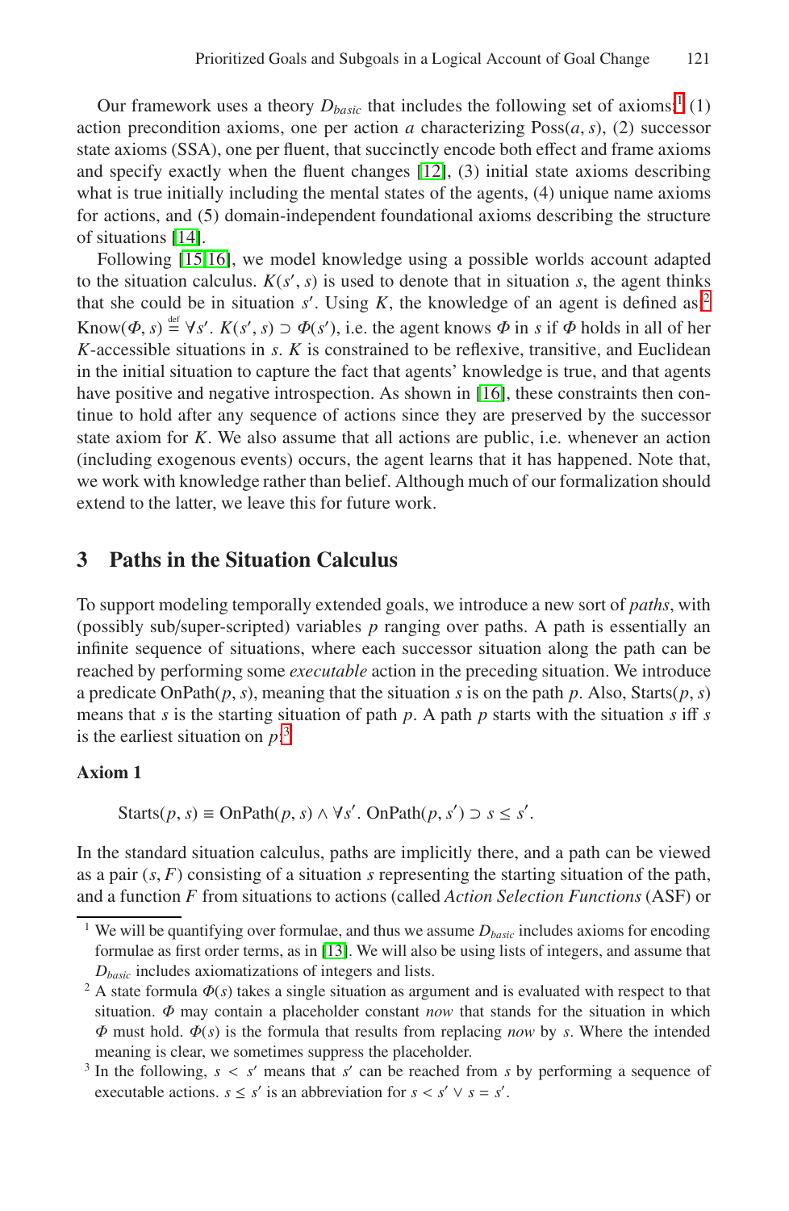Our framework uses a theory $D_{basic}$ that includes the following set of axioms:[1] (1) action precondition axioms, one per action $a$ characterizing $\mathrm{Poss}(a, s)$, (2) successor state axioms (SSA), one per fluent, that succinctly encode both effect and frame axioms and specify exactly when the fluent changes [12], (3) initial state axioms describing what is true initially including the mental states of the agents, (4) unique name axioms for actions, and (5) domain-independent foundational axioms describing the structure of situations [14].

Following [15,16], we model knowledge using a possible worlds account adapted to the situation calculus. $K(s', s)$ is used to denote that in situation $s$, the agent thinks that she could be in situation $s'$. Using $K$, the knowledge of an agent is defined as:[2] $\mathrm{Know}(\Phi, s) \stackrel{\mathrm{def}}{=} \forall s'.\ K(s', s) \supset \Phi(s')$, i.e. the agent knows $\Phi$ in $s$ if $\Phi$ holds in all of her $K$-accessible situations in $s$. $K$ is constrained to be reflexive, transitive, and Euclidean in the initial situation to capture the fact that agents' knowledge is true, and that agents have positive and negative introspection. As shown in [16], these constraints then continue to hold after any sequence of actions since they are preserved by the successor state axiom for $K$. We also assume that all actions are public, i.e. whenever an action (including exogenous events) occurs, the agent learns that it has happened. Note that, we work with knowledge rather than belief. Although much of our formalization should extend to the latter, we leave this for future work.

## 3 Paths in the Situation Calculus

To support modeling temporally extended goals, we introduce a new sort of *paths*, with (possibly sub/super-scripted) variables $p$ ranging over paths. A path is essentially an infinite sequence of situations, where each successor situation along the path can be reached by performing some *executable* action in the preceding situation. We introduce a predicate $\mathrm{OnPath}(p, s)$, meaning that the situation $s$ is on the path $p$. Also, $\mathrm{Starts}(p, s)$ means that $s$ is the starting situation of path $p$. A path $p$ starts with the situation $s$ iff $s$ is the earliest situation on $p$:[3]

**Axiom 1**

$$\mathrm{Starts}(p, s) \equiv \mathrm{OnPath}(p, s) \wedge \forall s'.\ \mathrm{OnPath}(p, s') \supset s \leq s'.$$

In the standard situation calculus, paths are implicitly there, and a path can be viewed as a pair $(s, F)$ consisting of a situation $s$ representing the starting situation of the path, and a function $F$ from situations to actions (called *Action Selection Functions* (ASF) or

---

[1] We will be quantifying over formulae, and thus we assume $D_{basic}$ includes axioms for encoding formulae as first order terms, as in [13]. We will also be using lists of integers, and assume that $D_{basic}$ includes axiomatizations of integers and lists.

[2] A state formula $\Phi(s)$ takes a single situation as argument and is evaluated with respect to that situation. $\Phi$ may contain a placeholder constant *now* that stands for the situation in which $\Phi$ must hold. $\Phi(s)$ is the formula that results from replacing *now* by $s$. Where the intended meaning is clear, we sometimes suppress the placeholder.

[3] In the following, $s < s'$ means that $s'$ can be reached from $s$ by performing a sequence of executable actions. $s \leq s'$ is an abbreviation for $s < s' \vee s = s'$.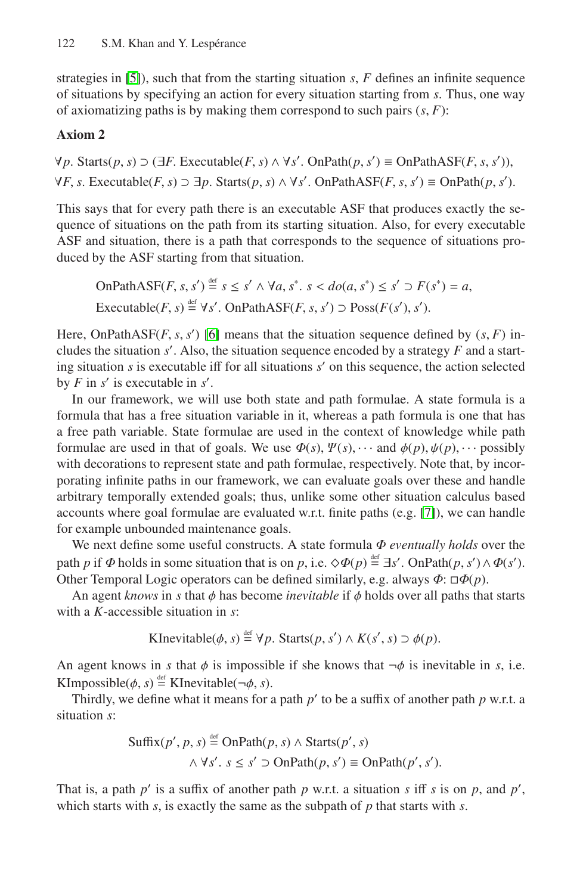strategies in [5]), such that from the starting situation $s$, $F$ defines an infinite sequence of situations by specifying an action for every situation starting from $s$. Thus, one way of axiomatizing paths is by making them correspond to such pairs $(s, F)$:

**Axiom 2**

$$\forall p.\ \mathrm{Starts}(p, s) \supset (\exists F.\ \mathrm{Executable}(F, s) \wedge \forall s'.\ \mathrm{OnPath}(p, s') \equiv \mathrm{OnPathASF}(F, s, s')),$$
$$\forall F, s.\ \mathrm{Executable}(F, s) \supset \exists p.\ \mathrm{Starts}(p, s) \wedge \forall s'.\ \mathrm{OnPathASF}(F, s, s') \equiv \mathrm{OnPath}(p, s').$$

This says that for every path there is an executable ASF that produces exactly the sequence of situations on the path from its starting situation. Also, for every executable ASF and situation, there is a path that corresponds to the sequence of situations produced by the ASF starting from that situation.

$$\mathrm{OnPathASF}(F, s, s') \overset{\mathrm{def}}{=} s \leq s' \wedge \forall a, s^*.\ s < do(a, s^*) \leq s' \supset F(s^*) = a,$$
$$\mathrm{Executable}(F, s) \overset{\mathrm{def}}{=} \forall s'.\ \mathrm{OnPathASF}(F, s, s') \supset \mathrm{Poss}(F(s'), s').$$

Here, $\mathrm{OnPathASF}(F, s, s')$ [6] means that the situation sequence defined by $(s, F)$ includes the situation $s'$. Also, the situation sequence encoded by a strategy $F$ and a starting situation $s$ is executable iff for all situations $s'$ on this sequence, the action selected by $F$ in $s'$ is executable in $s'$.

In our framework, we will use both state and path formulae. A state formula is a formula that has a free situation variable in it, whereas a path formula is one that has a free path variable. State formulae are used in the context of knowledge while path formulae are used in that of goals. We use $\Phi(s), \Psi(s), \cdots$ and $\phi(p), \psi(p), \cdots$ possibly with decorations to represent state and path formulae, respectively. Note that, by incorporating infinite paths in our framework, we can evaluate goals over these and handle arbitrary temporally extended goals; thus, unlike some other situation calculus based accounts where goal formulae are evaluated w.r.t. finite paths (e.g. [7]), we can handle for example unbounded maintenance goals.

We next define some useful constructs. A state formula $\Phi$ *eventually holds* over the path $p$ if $\Phi$ holds in some situation that is on $p$, i.e. $\diamond\Phi(p) \overset{\mathrm{def}}{=} \exists s'.\ \mathrm{OnPath}(p, s') \wedge \Phi(s')$. Other Temporal Logic operators can be defined similarly, e.g. always $\Phi$: $\square\Phi(p)$.

An agent *knows* in $s$ that $\phi$ has become *inevitable* if $\phi$ holds over all paths that starts with a $K$-accessible situation in $s$:

$$\mathrm{KInevitable}(\phi, s) \overset{\mathrm{def}}{=} \forall p.\ \mathrm{Starts}(p, s') \wedge K(s', s) \supset \phi(p).$$

An agent knows in $s$ that $\phi$ is impossible if she knows that $\neg\phi$ is inevitable in $s$, i.e. $\mathrm{KImpossible}(\phi, s) \overset{\mathrm{def}}{=} \mathrm{KInevitable}(\neg\phi, s)$.

Thirdly, we define what it means for a path $p'$ to be a suffix of another path $p$ w.r.t. a situation $s$:

$$\mathrm{Suffix}(p', p, s) \overset{\mathrm{def}}{=} \mathrm{OnPath}(p, s) \wedge \mathrm{Starts}(p', s)$$
$$\wedge\ \forall s'.\ s \leq s' \supset \mathrm{OnPath}(p, s') \equiv \mathrm{OnPath}(p', s').$$

That is, a path $p'$ is a suffix of another path $p$ w.r.t. a situation $s$ iff $s$ is on $p$, and $p'$, which starts with $s$, is exactly the same as the subpath of $p$ that starts with $s$.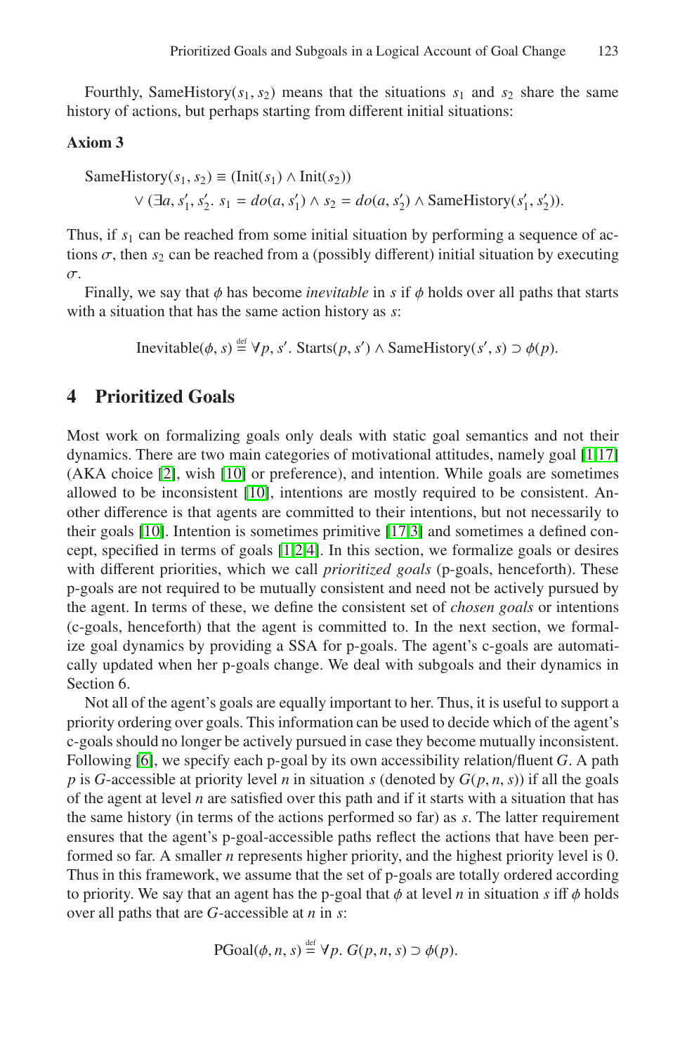Fourthly, SameHistory$(s_1, s_2)$ means that the situations $s_1$ and $s_2$ share the same history of actions, but perhaps starting from different initial situations:

**Axiom 3**

$$
\begin{aligned}
&\text{SameHistory}(s_1, s_2) \equiv (\text{Init}(s_1) \wedge \text{Init}(s_2)) \\
&\quad \vee (\exists a, s_1', s_2'.\ s_1 = do(a, s_1') \wedge s_2 = do(a, s_2') \wedge \text{SameHistory}(s_1', s_2')).
\end{aligned}
$$

Thus, if $s_1$ can be reached from some initial situation by performing a sequence of actions $\sigma$, then $s_2$ can be reached from a (possibly different) initial situation by executing $\sigma$.

Finally, we say that $\phi$ has become *inevitable* in $s$ if $\phi$ holds over all paths that starts with a situation that has the same action history as $s$:

$$\text{Inevitable}(\phi, s) \stackrel{\text{def}}{=} \forall p, s'.\ \text{Starts}(p, s') \wedge \text{SameHistory}(s', s) \supset \phi(p).$$

## 4 Prioritized Goals

Most work on formalizing goals only deals with static goal semantics and not their dynamics. There are two main categories of motivational attitudes, namely goal [1,17] (AKA choice [2], wish [10] or preference), and intention. While goals are sometimes allowed to be inconsistent [10], intentions are mostly required to be consistent. Another difference is that agents are committed to their intentions, but not necessarily to their goals [10]. Intention is sometimes primitive [17,3] and sometimes a defined concept, specified in terms of goals [1,2,4]. In this section, we formalize goals or desires with different priorities, which we call *prioritized goals* (p-goals, henceforth). These p-goals are not required to be mutually consistent and need not be actively pursued by the agent. In terms of these, we define the consistent set of *chosen goals* or intentions (c-goals, henceforth) that the agent is committed to. In the next section, we formalize goal dynamics by providing a SSA for p-goals. The agent's c-goals are automatically updated when her p-goals change. We deal with subgoals and their dynamics in Section 6.

Not all of the agent's goals are equally important to her. Thus, it is useful to support a priority ordering over goals. This information can be used to decide which of the agent's c-goals should no longer be actively pursued in case they become mutually inconsistent. Following [6], we specify each p-goal by its own accessibility relation/fluent $G$. A path $p$ is $G$-accessible at priority level $n$ in situation $s$ (denoted by $G(p, n, s)$) if all the goals of the agent at level $n$ are satisfied over this path and if it starts with a situation that has the same history (in terms of the actions performed so far) as $s$. The latter requirement ensures that the agent's p-goal-accessible paths reflect the actions that have been performed so far. A smaller $n$ represents higher priority, and the highest priority level is 0. Thus in this framework, we assume that the set of p-goals are totally ordered according to priority. We say that an agent has the p-goal that $\phi$ at level $n$ in situation $s$ iff $\phi$ holds over all paths that are $G$-accessible at $n$ in $s$:

$$\text{PGoal}(\phi, n, s) \stackrel{\text{def}}{=} \forall p.\ G(p, n, s) \supset \phi(p).$$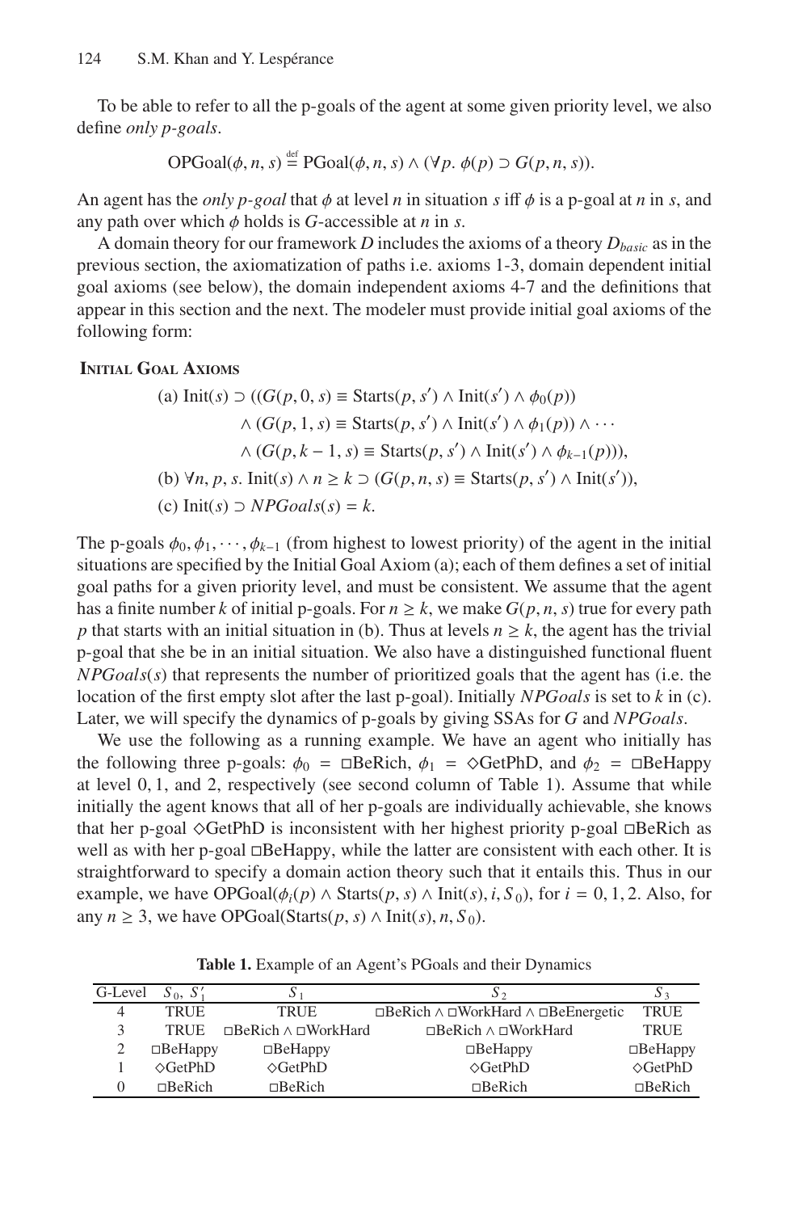To be able to refer to all the p-goals of the agent at some given priority level, we also define *only p-goals*.

$$\text{OPGoal}(\phi, n, s) \stackrel{\text{def}}{=} \text{PGoal}(\phi, n, s) \wedge (\forall p.\ \phi(p) \supset G(p, n, s)).$$

An agent has the *only p-goal* that $\phi$ at level $n$ in situation $s$ iff $\phi$ is a p-goal at $n$ in $s$, and any path over which $\phi$ holds is $G$-accessible at $n$ in $s$.

A domain theory for our framework $D$ includes the axioms of a theory $D_{basic}$ as in the previous section, the axiomatization of paths i.e. axioms 1-3, domain dependent initial goal axioms (see below), the domain independent axioms 4-7 and the definitions that appear in this section and the next. The modeler must provide initial goal axioms of the following form:

**Initial Goal Axioms**

$$\begin{aligned}
&\text{(a) Init}(s) \supset ((G(p, 0, s) \equiv \text{Starts}(p, s') \wedge \text{Init}(s') \wedge \phi_0(p)) \\
&\qquad \wedge (G(p, 1, s) \equiv \text{Starts}(p, s') \wedge \text{Init}(s') \wedge \phi_1(p)) \wedge \cdots \\
&\qquad \wedge (G(p, k-1, s) \equiv \text{Starts}(p, s') \wedge \text{Init}(s') \wedge \phi_{k-1}(p))), \\
&\text{(b) } \forall n, p, s.\ \text{Init}(s) \wedge n \geq k \supset (G(p, n, s) \equiv \text{Starts}(p, s') \wedge \text{Init}(s')), \\
&\text{(c) Init}(s) \supset \mathit{NPGoals}(s) = k.
\end{aligned}$$

The p-goals $\phi_0, \phi_1, \cdots, \phi_{k-1}$ (from highest to lowest priority) of the agent in the initial situations are specified by the Initial Goal Axiom (a); each of them defines a set of initial goal paths for a given priority level, and must be consistent. We assume that the agent has a finite number $k$ of initial p-goals. For $n \geq k$, we make $G(p, n, s)$ true for every path $p$ that starts with an initial situation in (b). Thus at levels $n \geq k$, the agent has the trivial p-goal that she be in an initial situation. We also have a distinguished functional fluent $\mathit{NPGoals}(s)$ that represents the number of prioritized goals that the agent has (i.e. the location of the first empty slot after the last p-goal). Initially $\mathit{NPGoals}$ is set to $k$ in (c). Later, we will specify the dynamics of p-goals by giving SSAs for $G$ and $\mathit{NPGoals}$.

We use the following as a running example. We have an agent who initially has the following three p-goals: $\phi_0 = \Box\text{BeRich}$, $\phi_1 = \Diamond\text{GetPhD}$, and $\phi_2 = \Box\text{BeHappy}$ at level $0, 1$, and $2$, respectively (see second column of Table 1). Assume that while initially the agent knows that all of her p-goals are individually achievable, she knows that her p-goal $\Diamond\text{GetPhD}$ is inconsistent with her highest priority p-goal $\Box\text{BeRich}$ as well as with her p-goal $\Box\text{BeHappy}$, while the latter are consistent with each other. It is straightforward to specify a domain action theory such that it entails this. Thus in our example, we have $\text{OPGoal}(\phi_i(p) \wedge \text{Starts}(p, s) \wedge \text{Init}(s), i, S_0)$, for $i = 0, 1, 2$. Also, for any $n \geq 3$, we have $\text{OPGoal}(\text{Starts}(p, s) \wedge \text{Init}(s), n, S_0)$.

**Table 1.** Example of an Agent's PGoals and their Dynamics

| G-Level | $S_0$, $S'_1$ | $S_1$ | $S_2$ | $S_3$ |
|---|---|---|---|---|
| 4 | TRUE | TRUE | $\Box\text{BeRich} \wedge \Box\text{WorkHard} \wedge \Box\text{BeEnergetic}$ | TRUE |
| 3 | TRUE | $\Box\text{BeRich} \wedge \Box\text{WorkHard}$ | $\Box\text{BeRich} \wedge \Box\text{WorkHard}$ | TRUE |
| 2 | $\Box\text{BeHappy}$ | $\Box\text{BeHappy}$ | $\Box\text{BeHappy}$ | $\Box\text{BeHappy}$ |
| 1 | $\Diamond\text{GetPhD}$ | $\Diamond\text{GetPhD}$ | $\Diamond\text{GetPhD}$ | $\Diamond\text{GetPhD}$ |
| 0 | $\Box\text{BeRich}$ | $\Box\text{BeRich}$ | $\Box\text{BeRich}$ | $\Box\text{BeRich}$ |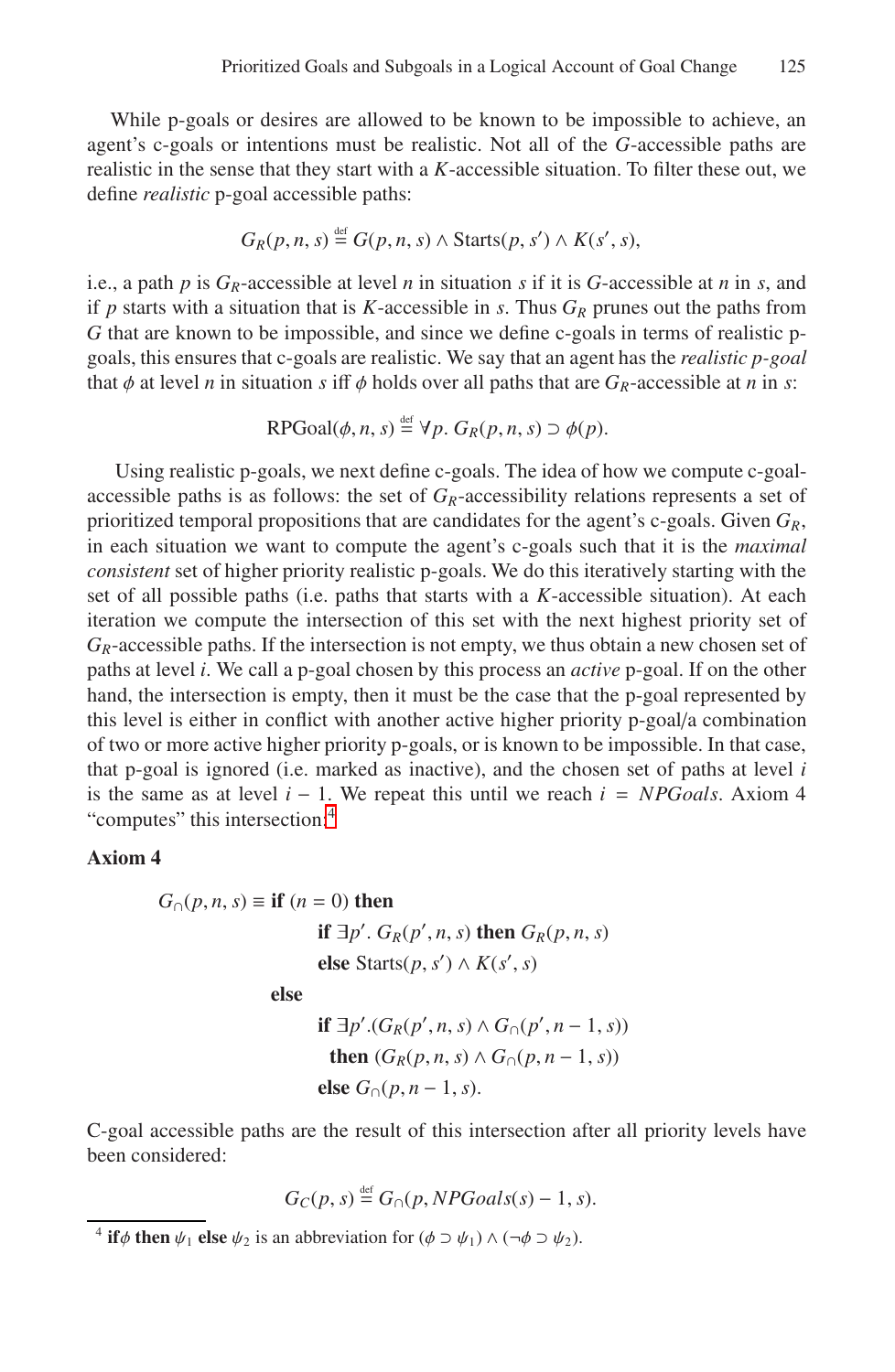While p-goals or desires are allowed to be known to be impossible to achieve, an agent's c-goals or intentions must be realistic. Not all of the $G$-accessible paths are realistic in the sense that they start with a $K$-accessible situation. To filter these out, we define *realistic* p-goal accessible paths:

$$G_R(p, n, s) \stackrel{\text{def}}{=} G(p, n, s) \wedge \text{Starts}(p, s') \wedge K(s', s),$$

i.e., a path $p$ is $G_R$-accessible at level $n$ in situation $s$ if it is $G$-accessible at $n$ in $s$, and if $p$ starts with a situation that is $K$-accessible in $s$. Thus $G_R$ prunes out the paths from $G$ that are known to be impossible, and since we define c-goals in terms of realistic p-goals, this ensures that c-goals are realistic. We say that an agent has the *realistic p-goal* that $\phi$ at level $n$ in situation $s$ iff $\phi$ holds over all paths that are $G_R$-accessible at $n$ in $s$:

$$\text{RPGoal}(\phi, n, s) \stackrel{\text{def}}{=} \forall p.\ G_R(p, n, s) \supset \phi(p).$$

Using realistic p-goals, we next define c-goals. The idea of how we compute c-goal-accessible paths is as follows: the set of $G_R$-accessibility relations represents a set of prioritized temporal propositions that are candidates for the agent's c-goals. Given $G_R$, in each situation we want to compute the agent's c-goals such that it is the *maximal consistent* set of higher priority realistic p-goals. We do this iteratively starting with the set of all possible paths (i.e. paths that starts with a $K$-accessible situation). At each iteration we compute the intersection of this set with the next highest priority set of $G_R$-accessible paths. If the intersection is not empty, we thus obtain a new chosen set of paths at level $i$. We call a p-goal chosen by this process an *active* p-goal. If on the other hand, the intersection is empty, then it must be the case that the p-goal represented by this level is either in conflict with another active higher priority p-goal/a combination of two or more active higher priority p-goals, or is known to be impossible. In that case, that p-goal is ignored (i.e. marked as inactive), and the chosen set of paths at level $i$ is the same as at level $i - 1$. We repeat this until we reach $i = NPGoals$. Axiom 4 "computes" this intersection:[4]

**Axiom 4**

$$
\begin{aligned}
G_\cap(p, n, s) \equiv\ & \textbf{if } (n = 0) \textbf{ then} \\
& \qquad \textbf{if } \exists p'.\ G_R(p', n, s) \textbf{ then } G_R(p, n, s) \\
& \qquad \textbf{else } \text{Starts}(p, s') \wedge K(s', s) \\
& \textbf{else} \\
& \qquad \textbf{if } \exists p'.(G_R(p', n, s) \wedge G_\cap(p', n-1, s)) \\
& \qquad \ \textbf{then } (G_R(p, n, s) \wedge G_\cap(p, n-1, s)) \\
& \qquad \textbf{else } G_\cap(p, n-1, s).
\end{aligned}
$$

C-goal accessible paths are the result of this intersection after all priority levels have been considered:

$$G_C(p, s) \stackrel{\text{def}}{=} G_\cap(p, NPGoals(s) - 1, s).$$

[4] **if** $\phi$ **then** $\psi_1$ **else** $\psi_2$ is an abbreviation for $(\phi \supset \psi_1) \wedge (\neg\phi \supset \psi_2)$.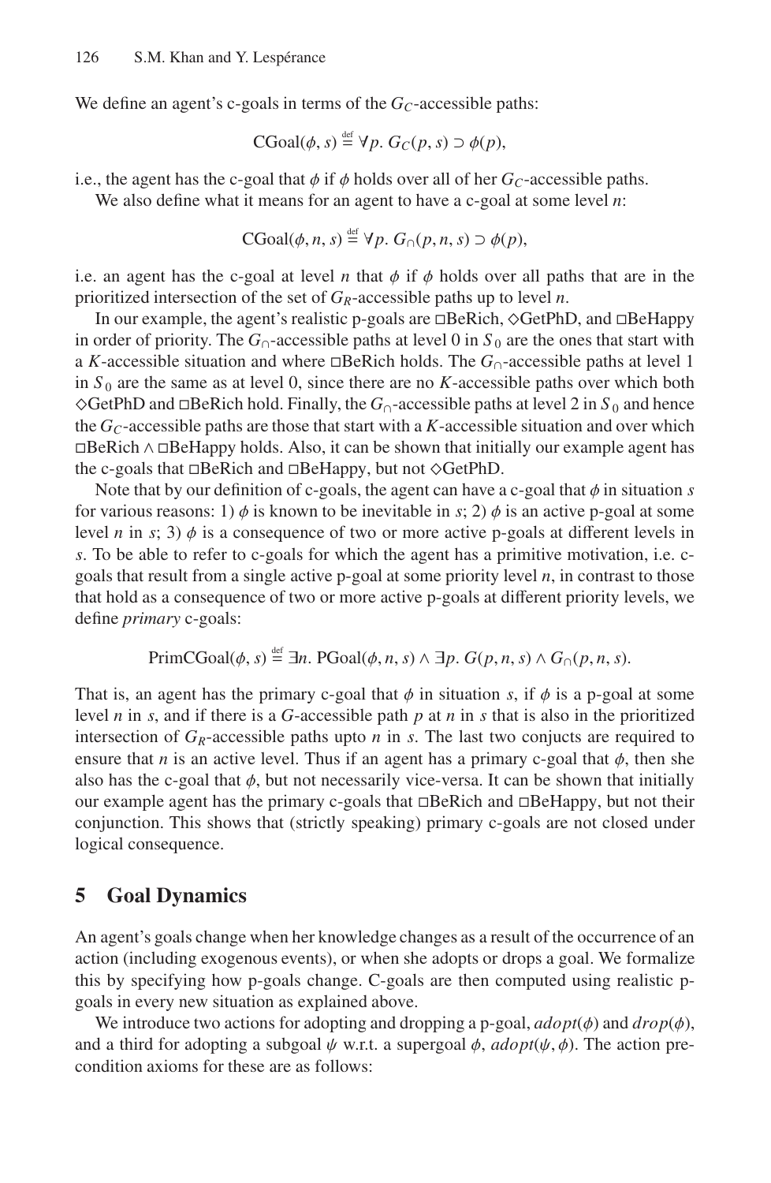We define an agent's c-goals in terms of the $G_C$-accessible paths:

$$\text{CGoal}(\phi, s) \stackrel{\text{def}}{=} \forall p.\ G_C(p, s) \supset \phi(p),$$

i.e., the agent has the c-goal that $\phi$ if $\phi$ holds over all of her $G_C$-accessible paths.

We also define what it means for an agent to have a c-goal at some level $n$:

$$\text{CGoal}(\phi, n, s) \stackrel{\text{def}}{=} \forall p.\ G_\cap(p, n, s) \supset \phi(p),$$

i.e. an agent has the c-goal at level $n$ that $\phi$ if $\phi$ holds over all paths that are in the prioritized intersection of the set of $G_R$-accessible paths up to level $n$.

In our example, the agent's realistic p-goals are $\Box$BeRich, $\Diamond$GetPhD, and $\Box$BeHappy in order of priority. The $G_\cap$-accessible paths at level 0 in $S_0$ are the ones that start with a $K$-accessible situation and where $\Box$BeRich holds. The $G_\cap$-accessible paths at level 1 in $S_0$ are the same as at level 0, since there are no $K$-accessible paths over which both $\Diamond$GetPhD and $\Box$BeRich hold. Finally, the $G_\cap$-accessible paths at level 2 in $S_0$ and hence the $G_C$-accessible paths are those that start with a $K$-accessible situation and over which $\Box$BeRich $\wedge$ $\Box$BeHappy holds. Also, it can be shown that initially our example agent has the c-goals that $\Box$BeRich and $\Box$BeHappy, but not $\Diamond$GetPhD.

Note that by our definition of c-goals, the agent can have a c-goal that $\phi$ in situation $s$ for various reasons: 1) $\phi$ is known to be inevitable in $s$; 2) $\phi$ is an active p-goal at some level $n$ in $s$; 3) $\phi$ is a consequence of two or more active p-goals at different levels in $s$. To be able to refer to c-goals for which the agent has a primitive motivation, i.e. c-goals that result from a single active p-goal at some priority level $n$, in contrast to those that hold as a consequence of two or more active p-goals at different priority levels, we define *primary* c-goals:

$$\text{PrimCGoal}(\phi, s) \stackrel{\text{def}}{=} \exists n.\ \text{PGoal}(\phi, n, s) \wedge \exists p.\ G(p, n, s) \wedge G_\cap(p, n, s).$$

That is, an agent has the primary c-goal that $\phi$ in situation $s$, if $\phi$ is a p-goal at some level $n$ in $s$, and if there is a $G$-accessible path $p$ at $n$ in $s$ that is also in the prioritized intersection of $G_R$-accessible paths upto $n$ in $s$. The last two conjucts are required to ensure that $n$ is an active level. Thus if an agent has a primary c-goal that $\phi$, then she also has the c-goal that $\phi$, but not necessarily vice-versa. It can be shown that initially our example agent has the primary c-goals that $\Box$BeRich and $\Box$BeHappy, but not their conjunction. This shows that (strictly speaking) primary c-goals are not closed under logical consequence.

## 5 Goal Dynamics

An agent's goals change when her knowledge changes as a result of the occurrence of an action (including exogenous events), or when she adopts or drops a goal. We formalize this by specifying how p-goals change. C-goals are then computed using realistic p-goals in every new situation as explained above.

We introduce two actions for adopting and dropping a p-goal, $adopt(\phi)$ and $drop(\phi)$, and a third for adopting a subgoal $\psi$ w.r.t. a supergoal $\phi$, $adopt(\psi, \phi)$. The action precondition axioms for these are as follows: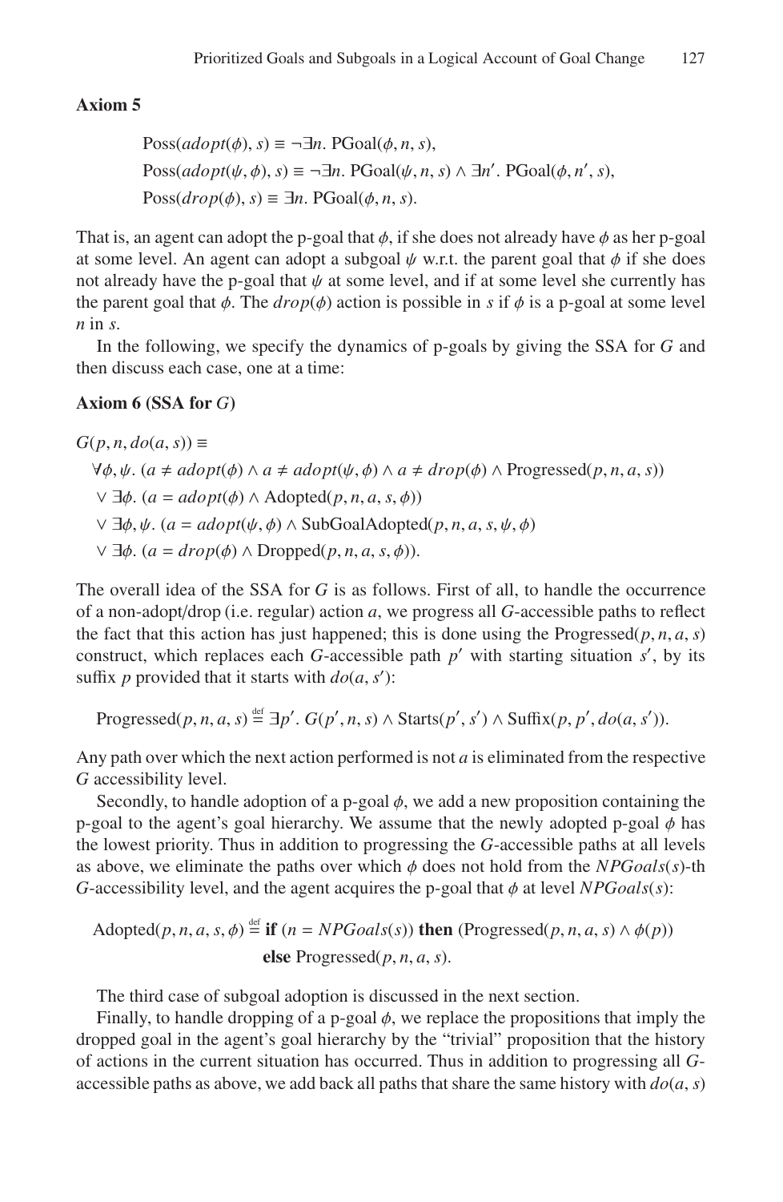**Axiom 5**

$$
\begin{aligned}
&\text{Poss}(\mathit{adopt}(\phi), s) \equiv \neg\exists n.\ \text{PGoal}(\phi, n, s),\\
&\text{Poss}(\mathit{adopt}(\psi, \phi), s) \equiv \neg\exists n.\ \text{PGoal}(\psi, n, s) \wedge \exists n'.\ \text{PGoal}(\phi, n', s),\\
&\text{Poss}(\mathit{drop}(\phi), s) \equiv \exists n.\ \text{PGoal}(\phi, n, s).
\end{aligned}
$$

That is, an agent can adopt the p-goal that $\phi$, if she does not already have $\phi$ as her p-goal at some level. An agent can adopt a subgoal $\psi$ w.r.t. the parent goal that $\phi$ if she does not already have the p-goal that $\psi$ at some level, and if at some level she currently has the parent goal that $\phi$. The $\mathit{drop}(\phi)$ action is possible in $s$ if $\phi$ is a p-goal at some level $n$ in $s$.

In the following, we specify the dynamics of p-goals by giving the SSA for $G$ and then discuss each case, one at a time:

**Axiom 6 (SSA for $G$)**

$$
\begin{aligned}
&G(p, n, do(a, s)) \equiv\\
&\quad \forall\phi, \psi.\ (a \neq \mathit{adopt}(\phi) \wedge a \neq \mathit{adopt}(\psi, \phi) \wedge a \neq \mathit{drop}(\phi) \wedge \text{Progressed}(p, n, a, s))\\
&\quad \vee \exists\phi.\ (a = \mathit{adopt}(\phi) \wedge \text{Adopted}(p, n, a, s, \phi))\\
&\quad \vee \exists\phi, \psi.\ (a = \mathit{adopt}(\psi, \phi) \wedge \text{SubGoalAdopted}(p, n, a, s, \psi, \phi)\\
&\quad \vee \exists\phi.\ (a = \mathit{drop}(\phi) \wedge \text{Dropped}(p, n, a, s, \phi)).
\end{aligned}
$$

The overall idea of the SSA for $G$ is as follows. First of all, to handle the occurrence of a non-adopt/drop (i.e. regular) action $a$, we progress all $G$-accessible paths to reflect the fact that this action has just happened; this is done using the Progressed$(p, n, a, s)$ construct, which replaces each $G$-accessible path $p'$ with starting situation $s'$, by its suffix $p$ provided that it starts with $do(a, s')$:

$$
\text{Progressed}(p, n, a, s) \stackrel{\text{def}}{=} \exists p'.\ G(p', n, s) \wedge \text{Starts}(p', s') \wedge \text{Suffix}(p, p', do(a, s')).
$$

Any path over which the next action performed is not $a$ is eliminated from the respective $G$ accessibility level.

Secondly, to handle adoption of a p-goal $\phi$, we add a new proposition containing the p-goal to the agent's goal hierarchy. We assume that the newly adopted p-goal $\phi$ has the lowest priority. Thus in addition to progressing the $G$-accessible paths at all levels as above, we eliminate the paths over which $\phi$ does not hold from the $\mathit{NPGoals}(s)$-th $G$-accessibility level, and the agent acquires the p-goal that $\phi$ at level $\mathit{NPGoals}(s)$:

$$
\begin{aligned}
\text{Adopted}(p, n, a, s, \phi) \stackrel{\text{def}}{=}\ &\textbf{if } (n = \mathit{NPGoals}(s)) \textbf{ then } (\text{Progressed}(p, n, a, s) \wedge \phi(p))\\
&\textbf{else } \text{Progressed}(p, n, a, s).
\end{aligned}
$$

The third case of subgoal adoption is discussed in the next section.

Finally, to handle dropping of a p-goal $\phi$, we replace the propositions that imply the dropped goal in the agent's goal hierarchy by the "trivial" proposition that the history of actions in the current situation has occurred. Thus in addition to progressing all $G$-accessible paths as above, we add back all paths that share the same history with $do(a, s)$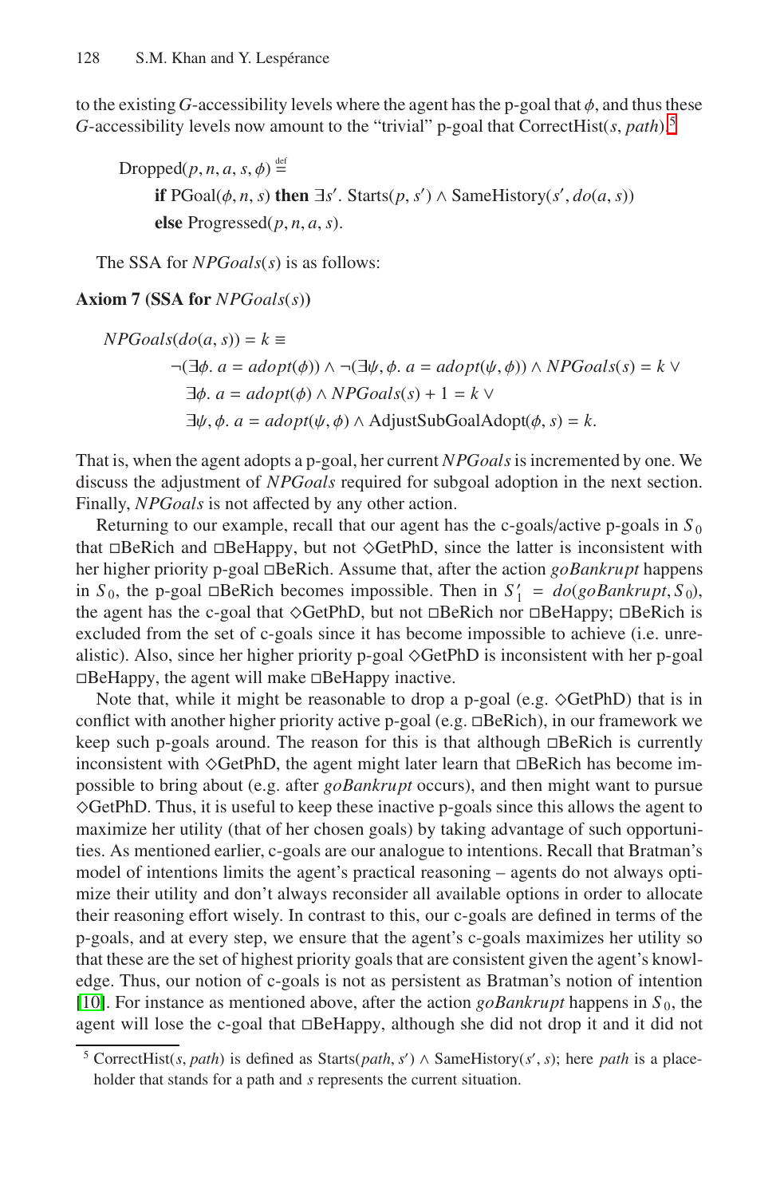to the existing $G$-accessibility levels where the agent has the p-goal that $\phi$, and thus these $G$-accessibility levels now amount to the "trivial" p-goal that $\text{CorrectHist}(s, \mathit{path})$.[5]

$$\text{Dropped}(p, n, a, s, \phi) \stackrel{\text{def}}{=}$$
$$\textbf{if } \text{PGoal}(\phi, n, s) \textbf{ then } \exists s'.\ \text{Starts}(p, s') \land \text{SameHistory}(s', do(a, s))$$
$$\textbf{else } \text{Progressed}(p, n, a, s).$$

The SSA for $\mathit{NPGoals}(s)$ is as follows:

**Axiom 7 (SSA for $\mathit{NPGoals}(s)$)**

$$
\begin{aligned}
&\mathit{NPGoals}(do(a, s)) = k \equiv \\
&\quad \neg(\exists \phi.\ a = \mathit{adopt}(\phi)) \land \neg(\exists \psi, \phi.\ a = \mathit{adopt}(\psi, \phi)) \land \mathit{NPGoals}(s) = k\ \lor \\
&\quad \exists \phi.\ a = \mathit{adopt}(\phi) \land \mathit{NPGoals}(s) + 1 = k\ \lor \\
&\quad \exists \psi, \phi.\ a = \mathit{adopt}(\psi, \phi) \land \text{AdjustSubGoalAdopt}(\phi, s) = k.
\end{aligned}
$$

That is, when the agent adopts a p-goal, her current $\mathit{NPGoals}$ is incremented by one. We discuss the adjustment of $\mathit{NPGoals}$ required for subgoal adoption in the next section. Finally, $\mathit{NPGoals}$ is not affected by any other action.

Returning to our example, recall that our agent has the c-goals/active p-goals in $S_0$ that $\Box\text{BeRich}$ and $\Box\text{BeHappy}$, but not $\Diamond\text{GetPhD}$, since the latter is inconsistent with her higher priority p-goal $\Box\text{BeRich}$. Assume that, after the action $\mathit{goBankrupt}$ happens in $S_0$, the p-goal $\Box\text{BeRich}$ becomes impossible. Then in $S'_1 = do(\mathit{goBankrupt}, S_0)$, the agent has the c-goal that $\Diamond\text{GetPhD}$, but not $\Box\text{BeRich}$ nor $\Box\text{BeHappy}$; $\Box\text{BeRich}$ is excluded from the set of c-goals since it has become impossible to achieve (i.e. unrealistic). Also, since her higher priority p-goal $\Diamond\text{GetPhD}$ is inconsistent with her p-goal $\Box\text{BeHappy}$, the agent will make $\Box\text{BeHappy}$ inactive.

Note that, while it might be reasonable to drop a p-goal (e.g. $\Diamond\text{GetPhD}$) that is in conflict with another higher priority active p-goal (e.g. $\Box\text{BeRich}$), in our framework we keep such p-goals around. The reason for this is that although $\Box\text{BeRich}$ is currently inconsistent with $\Diamond\text{GetPhD}$, the agent might later learn that $\Box\text{BeRich}$ has become impossible to bring about (e.g. after $\mathit{goBankrupt}$ occurs), and then might want to pursue $\Diamond\text{GetPhD}$. Thus, it is useful to keep these inactive p-goals since this allows the agent to maximize her utility (that of her chosen goals) by taking advantage of such opportunities. As mentioned earlier, c-goals are our analogue to intentions. Recall that Bratman's model of intentions limits the agent's practical reasoning – agents do not always optimize their utility and don't always reconsider all available options in order to allocate their reasoning effort wisely. In contrast to this, our c-goals are defined in terms of the p-goals, and at every step, we ensure that the agent's c-goals maximizes her utility so that these are the set of highest priority goals that are consistent given the agent's knowledge. Thus, our notion of c-goals is not as persistent as Bratman's notion of intention [10]. For instance as mentioned above, after the action $\mathit{goBankrupt}$ happens in $S_0$, the agent will lose the c-goal that $\Box\text{BeHappy}$, although she did not drop it and it did not

[5] $\text{CorrectHist}(s, \mathit{path})$ is defined as $\text{Starts}(\mathit{path}, s') \land \text{SameHistory}(s', s)$; here $\mathit{path}$ is a placeholder that stands for a path and $s$ represents the current situation.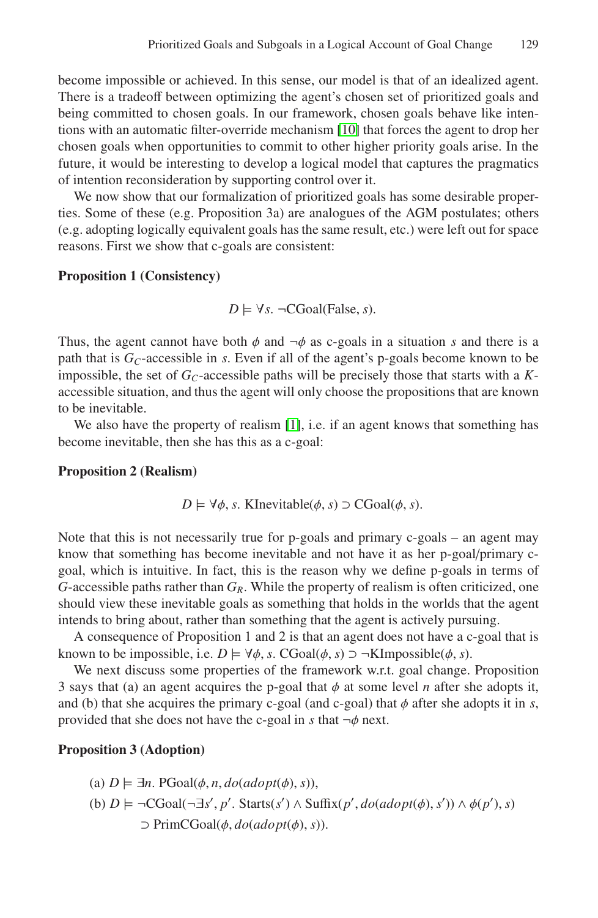become impossible or achieved. In this sense, our model is that of an idealized agent. There is a tradeoff between optimizing the agent's chosen set of prioritized goals and being committed to chosen goals. In our framework, chosen goals behave like intentions with an automatic filter-override mechanism [10] that forces the agent to drop her chosen goals when opportunities to commit to other higher priority goals arise. In the future, it would be interesting to develop a logical model that captures the pragmatics of intention reconsideration by supporting control over it.

We now show that our formalization of prioritized goals has some desirable properties. Some of these (e.g. Proposition 3a) are analogues of the AGM postulates; others (e.g. adopting logically equivalent goals has the same result, etc.) were left out for space reasons. First we show that c-goals are consistent:

**Proposition 1 (Consistency)**

$$D \models \forall s.\ \neg\text{CGoal}(\text{False}, s).$$

Thus, the agent cannot have both $\phi$ and $\neg\phi$ as c-goals in a situation $s$ and there is a path that is $G_C$-accessible in $s$. Even if all of the agent's p-goals become known to be impossible, the set of $G_C$-accessible paths will be precisely those that starts with a $K$-accessible situation, and thus the agent will only choose the propositions that are known to be inevitable.

We also have the property of realism [1], i.e. if an agent knows that something has become inevitable, then she has this as a c-goal:

**Proposition 2 (Realism)**

$$D \models \forall \phi, s.\ \text{KInevitable}(\phi, s) \supset \text{CGoal}(\phi, s).$$

Note that this is not necessarily true for p-goals and primary c-goals – an agent may know that something has become inevitable and not have it as her p-goal/primary c-goal, which is intuitive. In fact, this is the reason why we define p-goals in terms of $G$-accessible paths rather than $G_R$. While the property of realism is often criticized, one should view these inevitable goals as something that holds in the worlds that the agent intends to bring about, rather than something that the agent is actively pursuing.

A consequence of Proposition 1 and 2 is that an agent does not have a c-goal that is known to be impossible, i.e. $D \models \forall \phi, s.\ \text{CGoal}(\phi, s) \supset \neg\text{KImpossible}(\phi, s)$.

We next discuss some properties of the framework w.r.t. goal change. Proposition 3 says that (a) an agent acquires the p-goal that $\phi$ at some level $n$ after she adopts it, and (b) that she acquires the primary c-goal (and c-goal) that $\phi$ after she adopts it in $s$, provided that she does not have the c-goal in $s$ that $\neg\phi$ next.

**Proposition 3 (Adoption)**

(a) $D \models \exists n.\ \text{PGoal}(\phi, n, do(adopt(\phi), s))$,

(b) $D \models \neg\text{CGoal}(\neg\exists s', p'.\ \text{Starts}(s') \wedge \text{Suffix}(p', do(adopt(\phi), s')) \wedge \phi(p'), s)$
$\quad\quad \supset \text{PrimCGoal}(\phi, do(adopt(\phi), s))$.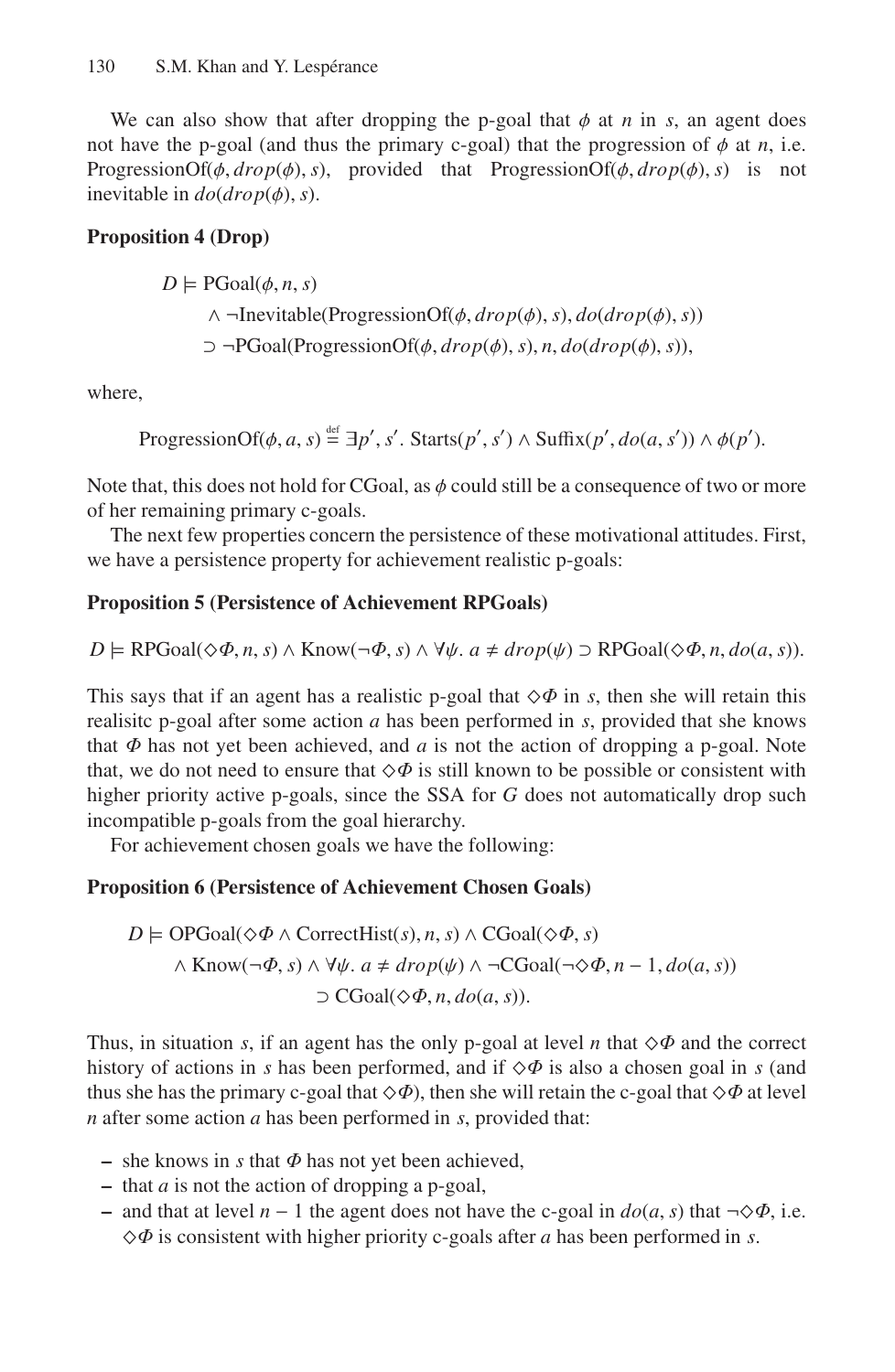We can also show that after dropping the p-goal that $\phi$ at $n$ in $s$, an agent does not have the p-goal (and thus the primary c-goal) that the progression of $\phi$ at $n$, i.e. $\text{ProgressionOf}(\phi, drop(\phi), s)$, provided that $\text{ProgressionOf}(\phi, drop(\phi), s)$ is not inevitable in $do(drop(\phi), s)$.

**Proposition 4 (Drop)**

$$
\begin{aligned}
D \models\ & \text{PGoal}(\phi, n, s) \\
& \wedge \neg\text{Inevitable}(\text{ProgressionOf}(\phi, drop(\phi), s), do(drop(\phi), s)) \\
& \supset \neg\text{PGoal}(\text{ProgressionOf}(\phi, drop(\phi), s), n, do(drop(\phi), s)),
\end{aligned}
$$

where,

$$
\text{ProgressionOf}(\phi, a, s) \stackrel{\text{def}}{=} \exists p', s'.\ \text{Starts}(p', s') \wedge \text{Suffix}(p', do(a, s')) \wedge \phi(p').
$$

Note that, this does not hold for CGoal, as $\phi$ could still be a consequence of two or more of her remaining primary c-goals.

The next few properties concern the persistence of these motivational attitudes. First, we have a persistence property for achievement realistic p-goals:

**Proposition 5 (Persistence of Achievement RPGoals)**

$$
D \models \text{RPGoal}(\diamond\Phi, n, s) \wedge \text{Know}(\neg\Phi, s) \wedge \forall\psi.\ a \neq drop(\psi) \supset \text{RPGoal}(\diamond\Phi, n, do(a, s)).
$$

This says that if an agent has a realistic p-goal that $\diamond\Phi$ in $s$, then she will retain this realisitc p-goal after some action $a$ has been performed in $s$, provided that she knows that $\Phi$ has not yet been achieved, and $a$ is not the action of dropping a p-goal. Note that, we do not need to ensure that $\diamond\Phi$ is still known to be possible or consistent with higher priority active p-goals, since the SSA for $G$ does not automatically drop such incompatible p-goals from the goal hierarchy.

For achievement chosen goals we have the following:

**Proposition 6 (Persistence of Achievement Chosen Goals)**

$$
\begin{aligned}
D \models\ & \text{OPGoal}(\diamond\Phi \wedge \text{CorrectHist}(s), n, s) \wedge \text{CGoal}(\diamond\Phi, s) \\
& \wedge \text{Know}(\neg\Phi, s) \wedge \forall\psi.\ a \neq drop(\psi) \wedge \neg\text{CGoal}(\neg\diamond\Phi, n-1, do(a, s)) \\
& \qquad \supset \text{CGoal}(\diamond\Phi, n, do(a, s)).
\end{aligned}
$$

Thus, in situation $s$, if an agent has the only p-goal at level $n$ that $\diamond\Phi$ and the correct history of actions in $s$ has been performed, and if $\diamond\Phi$ is also a chosen goal in $s$ (and thus she has the primary c-goal that $\diamond\Phi$), then she will retain the c-goal that $\diamond\Phi$ at level $n$ after some action $a$ has been performed in $s$, provided that:

- she knows in $s$ that $\Phi$ has not yet been achieved,
- that $a$ is not the action of dropping a p-goal,
- and that at level $n-1$ the agent does not have the c-goal in $do(a, s)$ that $\neg\diamond\Phi$, i.e. $\diamond\Phi$ is consistent with higher priority c-goals after $a$ has been performed in $s$.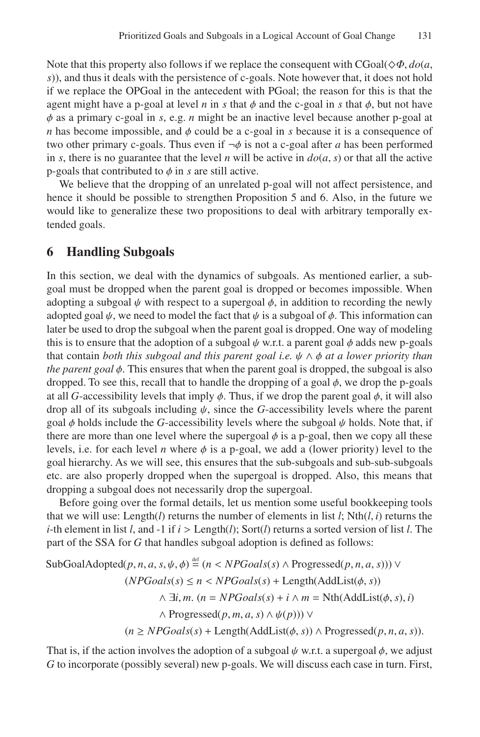Note that this property also follows if we replace the consequent with $\text{CGoal}(\diamond\Phi, do(a, s))$, and thus it deals with the persistence of c-goals. Note however that, it does not hold if we replace the OPGoal in the antecedent with PGoal; the reason for this is that the agent might have a p-goal at level $n$ in $s$ that $\phi$ and the c-goal in $s$ that $\phi$, but not have $\phi$ as a primary c-goal in $s$, e.g. $n$ might be an inactive level because another p-goal at $n$ has become impossible, and $\phi$ could be a c-goal in $s$ because it is a consequence of two other primary c-goals. Thus even if $\neg\phi$ is not a c-goal after $a$ has been performed in $s$, there is no guarantee that the level $n$ will be active in $do(a, s)$ or that all the active p-goals that contributed to $\phi$ in $s$ are still active.

We believe that the dropping of an unrelated p-goal will not affect persistence, and hence it should be possible to strengthen Proposition 5 and 6. Also, in the future we would like to generalize these two propositions to deal with arbitrary temporally extended goals.

## 6 Handling Subgoals

In this section, we deal with the dynamics of subgoals. As mentioned earlier, a subgoal must be dropped when the parent goal is dropped or becomes impossible. When adopting a subgoal $\psi$ with respect to a supergoal $\phi$, in addition to recording the newly adopted goal $\psi$, we need to model the fact that $\psi$ is a subgoal of $\phi$. This information can later be used to drop the subgoal when the parent goal is dropped. One way of modeling this is to ensure that the adoption of a subgoal $\psi$ w.r.t. a parent goal $\phi$ adds new p-goals that contain *both this subgoal and this parent goal i.e. $\psi \wedge \phi$ at a lower priority than the parent goal $\phi$*. This ensures that when the parent goal is dropped, the subgoal is also dropped. To see this, recall that to handle the dropping of a goal $\phi$, we drop the p-goals at all $G$-accessibility levels that imply $\phi$. Thus, if we drop the parent goal $\phi$, it will also drop all of its subgoals including $\psi$, since the $G$-accessibility levels where the parent goal $\phi$ holds include the $G$-accessibility levels where the subgoal $\psi$ holds. Note that, if there are more than one level where the supergoal $\phi$ is a p-goal, then we copy all these levels, i.e. for each level $n$ where $\phi$ is a p-goal, we add a (lower priority) level to the goal hierarchy. As we will see, this ensures that the sub-subgoals and sub-sub-subgoals etc. are also properly dropped when the supergoal is dropped. Also, this means that dropping a subgoal does not necessarily drop the supergoal.

Before going over the formal details, let us mention some useful bookkeeping tools that we will use: $\text{Length}(l)$ returns the number of elements in list $l$; $\text{Nth}(l, i)$ returns the $i$-th element in list $l$, and -1 if $i > \text{Length}(l)$; $\text{Sort}(l)$ returns a sorted version of list $l$. The part of the SSA for $G$ that handles subgoal adoption is defined as follows:

$$
\begin{aligned}
\text{SubGoalAdopted}(p, n, a, s, \psi, \phi) \stackrel{\text{def}}{=} \; & (n < NPGoals(s) \wedge \text{Progressed}(p, n, a, s))) \vee \\
& (NPGoals(s) \leq n < NPGoals(s) + \text{Length}(\text{AddList}(\phi, s)) \\
& \quad \wedge \exists i, m.\ (n = NPGoals(s) + i \wedge m = \text{Nth}(\text{AddList}(\phi, s), i) \\
& \quad \wedge \text{Progressed}(p, m, a, s) \wedge \psi(p))) \vee \\
& (n \geq NPGoals(s) + \text{Length}(\text{AddList}(\phi, s)) \wedge \text{Progressed}(p, n, a, s)).
\end{aligned}
$$

That is, if the action involves the adoption of a subgoal $\psi$ w.r.t. a supergoal $\phi$, we adjust $G$ to incorporate (possibly several) new p-goals. We will discuss each case in turn. First,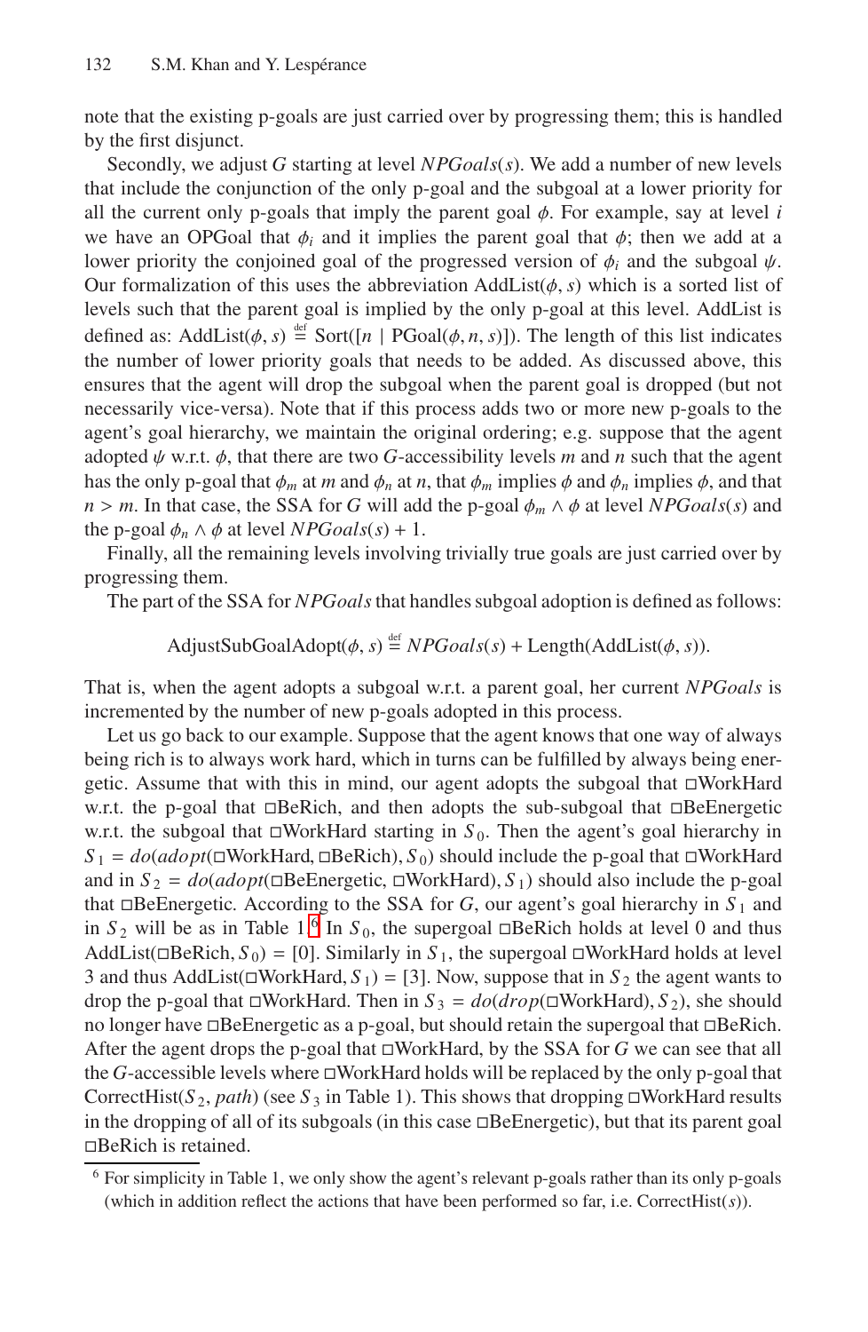note that the existing p-goals are just carried over by progressing them; this is handled by the first disjunct.

Secondly, we adjust $G$ starting at level $NPGoals(s)$. We add a number of new levels that include the conjunction of the only p-goal and the subgoal at a lower priority for all the current only p-goals that imply the parent goal $\phi$. For example, say at level $i$ we have an OPGoal that $\phi_i$ and it implies the parent goal that $\phi$; then we add at a lower priority the conjoined goal of the progressed version of $\phi_i$ and the subgoal $\psi$. Our formalization of this uses the abbreviation AddList($\phi$, $s$) which is a sorted list of levels such that the parent goal is implied by the only p-goal at this level. AddList is defined as: AddList$(\phi, s) \stackrel{\text{def}}{=} \text{Sort}([n \mid \text{PGoal}(\phi, n, s)])$. The length of this list indicates the number of lower priority goals that needs to be added. As discussed above, this ensures that the agent will drop the subgoal when the parent goal is dropped (but not necessarily vice-versa). Note that if this process adds two or more new p-goals to the agent's goal hierarchy, we maintain the original ordering; e.g. suppose that the agent adopted $\psi$ w.r.t. $\phi$, that there are two $G$-accessibility levels $m$ and $n$ such that the agent has the only p-goal that $\phi_m$ at $m$ and $\phi_n$ at $n$, that $\phi_m$ implies $\phi$ and $\phi_n$ implies $\phi$, and that $n > m$. In that case, the SSA for $G$ will add the p-goal $\phi_m \wedge \phi$ at level $NPGoals(s)$ and the p-goal $\phi_n \wedge \phi$ at level $NPGoals(s) + 1$.

Finally, all the remaining levels involving trivially true goals are just carried over by progressing them.

The part of the SSA for $NPGoals$ that handles subgoal adoption is defined as follows:

$$\text{AdjustSubGoalAdopt}(\phi, s) \stackrel{\text{def}}{=} NPGoals(s) + \text{Length}(\text{AddList}(\phi, s)).$$

That is, when the agent adopts a subgoal w.r.t. a parent goal, her current $NPGoals$ is incremented by the number of new p-goals adopted in this process.

Let us go back to our example. Suppose that the agent knows that one way of always being rich is to always work hard, which in turns can be fulfilled by always being energetic. Assume that with this in mind, our agent adopts the subgoal that $\Box$WorkHard w.r.t. the p-goal that $\Box$BeRich, and then adopts the sub-subgoal that $\Box$BeEnergetic w.r.t. the subgoal that $\Box$WorkHard starting in $S_0$. Then the agent's goal hierarchy in $S_1 = do(adopt(\Box\text{WorkHard}, \Box\text{BeRich}), S_0)$ should include the p-goal that $\Box$WorkHard and in $S_2 = do(adopt(\Box\text{BeEnergetic}, \Box\text{WorkHard}), S_1)$ should also include the p-goal that $\Box$BeEnergetic. According to the SSA for $G$, our agent's goal hierarchy in $S_1$ and in $S_2$ will be as in Table 1.[6] In $S_0$, the supergoal $\Box$BeRich holds at level 0 and thus AddList($\Box$BeRich, $S_0$) = [0]. Similarly in $S_1$, the supergoal $\Box$WorkHard holds at level 3 and thus AddList($\Box$WorkHard, $S_1$) = [3]. Now, suppose that in $S_2$ the agent wants to drop the p-goal that $\Box$WorkHard. Then in $S_3 = do(drop(\Box\text{WorkHard}), S_2)$, she should no longer have $\Box$BeEnergetic as a p-goal, but should retain the supergoal that $\Box$BeRich. After the agent drops the p-goal that $\Box$WorkHard, by the SSA for $G$ we can see that all the $G$-accessible levels where $\Box$WorkHard holds will be replaced by the only p-goal that CorrectHist($S_2$, $path$) (see $S_3$ in Table 1). This shows that dropping $\Box$WorkHard results in the dropping of all of its subgoals (in this case $\Box$BeEnergetic), but that its parent goal $\Box$BeRich is retained.

---

[6] For simplicity in Table 1, we only show the agent's relevant p-goals rather than its only p-goals (which in addition reflect the actions that have been performed so far, i.e. CorrectHist($s$)).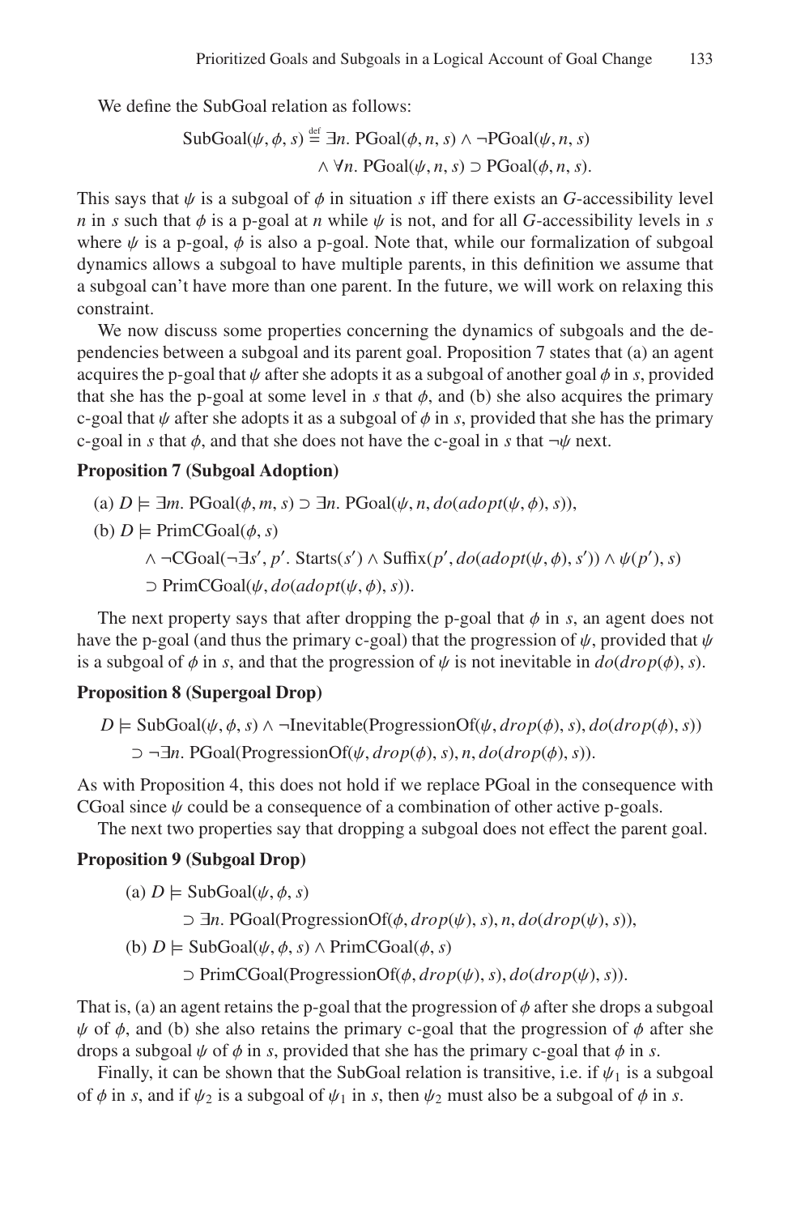We define the SubGoal relation as follows:

$$\text{SubGoal}(\psi, \phi, s) \stackrel{\text{def}}{=} \exists n.\ \text{PGoal}(\phi, n, s) \wedge \neg\text{PGoal}(\psi, n, s)$$
$$\wedge\ \forall n.\ \text{PGoal}(\psi, n, s) \supset \text{PGoal}(\phi, n, s).$$

This says that $\psi$ is a subgoal of $\phi$ in situation $s$ iff there exists an $G$-accessibility level $n$ in $s$ such that $\phi$ is a p-goal at $n$ while $\psi$ is not, and for all $G$-accessibility levels in $s$ where $\psi$ is a p-goal, $\phi$ is also a p-goal. Note that, while our formalization of subgoal dynamics allows a subgoal to have multiple parents, in this definition we assume that a subgoal can't have more than one parent. In the future, we will work on relaxing this constraint.

We now discuss some properties concerning the dynamics of subgoals and the dependencies between a subgoal and its parent goal. Proposition 7 states that (a) an agent acquires the p-goal that $\psi$ after she adopts it as a subgoal of another goal $\phi$ in $s$, provided that she has the p-goal at some level in $s$ that $\phi$, and (b) she also acquires the primary c-goal that $\psi$ after she adopts it as a subgoal of $\phi$ in $s$, provided that she has the primary c-goal in $s$ that $\phi$, and that she does not have the c-goal in $s$ that $\neg\psi$ next.

**Proposition 7 (Subgoal Adoption)**

(a) $D \models \exists m.\ \text{PGoal}(\phi, m, s) \supset \exists n.\ \text{PGoal}(\psi, n, do(adopt(\psi, \phi), s))$,

(b) $D \models \text{PrimCGoal}(\phi, s)$

$\wedge \neg\text{CGoal}(\neg\exists s', p'.\ \text{Starts}(s') \wedge \text{Suffix}(p', do(adopt(\psi, \phi), s')) \wedge \psi(p'), s)$

$\supset \text{PrimCGoal}(\psi, do(adopt(\psi, \phi), s))$.

The next property says that after dropping the p-goal that $\phi$ in $s$, an agent does not have the p-goal (and thus the primary c-goal) that the progression of $\psi$, provided that $\psi$ is a subgoal of $\phi$ in $s$, and that the progression of $\psi$ is not inevitable in $do(drop(\phi), s)$.

**Proposition 8 (Supergoal Drop)**

$D \models \text{SubGoal}(\psi, \phi, s) \wedge \neg\text{Inevitable}(\text{ProgressionOf}(\psi, drop(\phi), s), do(drop(\phi), s))$

$\supset \neg\exists n.\ \text{PGoal}(\text{ProgressionOf}(\psi, drop(\phi), s), n, do(drop(\phi), s))$.

As with Proposition 4, this does not hold if we replace PGoal in the consequence with CGoal since $\psi$ could be a consequence of a combination of other active p-goals.

The next two properties say that dropping a subgoal does not effect the parent goal.

**Proposition 9 (Subgoal Drop)**

(a) $D \models \text{SubGoal}(\psi, \phi, s)$

$\supset \exists n.\ \text{PGoal}(\text{ProgressionOf}(\phi, drop(\psi), s), n, do(drop(\psi), s))$,

(b) $D \models \text{SubGoal}(\psi, \phi, s) \wedge \text{PrimCGoal}(\phi, s)$

$\supset \text{PrimCGoal}(\text{ProgressionOf}(\phi, drop(\psi), s), do(drop(\psi), s))$.

That is, (a) an agent retains the p-goal that the progression of $\phi$ after she drops a subgoal $\psi$ of $\phi$, and (b) she also retains the primary c-goal that the progression of $\phi$ after she drops a subgoal $\psi$ of $\phi$ in $s$, provided that she has the primary c-goal that $\phi$ in $s$.

Finally, it can be shown that the SubGoal relation is transitive, i.e. if $\psi_1$ is a subgoal of $\phi$ in $s$, and if $\psi_2$ is a subgoal of $\psi_1$ in $s$, then $\psi_2$ must also be a subgoal of $\phi$ in $s$.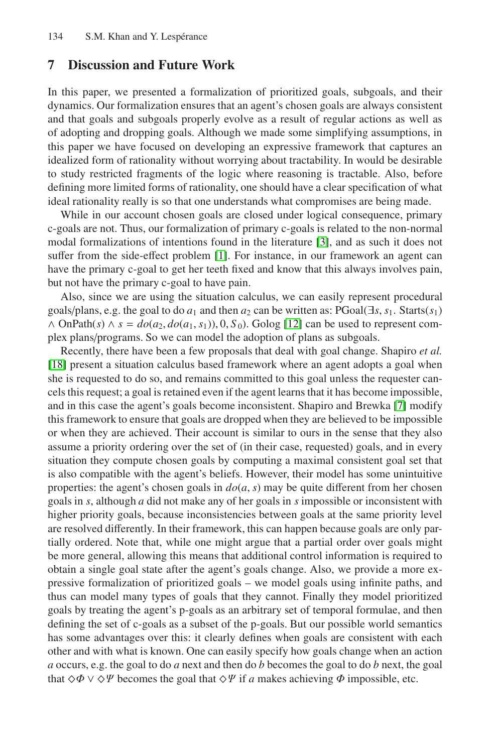## 7 Discussion and Future Work

In this paper, we presented a formalization of prioritized goals, subgoals, and their dynamics. Our formalization ensures that an agent's chosen goals are always consistent and that goals and subgoals properly evolve as a result of regular actions as well as of adopting and dropping goals. Although we made some simplifying assumptions, in this paper we have focused on developing an expressive framework that captures an idealized form of rationality without worrying about tractability. In would be desirable to study restricted fragments of the logic where reasoning is tractable. Also, before defining more limited forms of rationality, one should have a clear specification of what ideal rationality really is so that one understands what compromises are being made.

While in our account chosen goals are closed under logical consequence, primary c-goals are not. Thus, our formalization of primary c-goals is related to the non-normal modal formalizations of intentions found in the literature [3], and as such it does not suffer from the side-effect problem [1]. For instance, in our framework an agent can have the primary c-goal to get her teeth fixed and know that this always involves pain, but not have the primary c-goal to have pain.

Also, since we are using the situation calculus, we can easily represent procedural goals/plans, e.g. the goal to do $a_1$ and then $a_2$ can be written as: $\mathrm{PGoal}(\exists s, s_1.\ \mathrm{Starts}(s_1) \wedge \mathrm{OnPath}(s) \wedge s = do(a_2, do(a_1, s_1)), 0, S_0)$. Golog [12] can be used to represent complex plans/programs. So we can model the adoption of plans as subgoals.

Recently, there have been a few proposals that deal with goal change. Shapiro *et al.* [18] present a situation calculus based framework where an agent adopts a goal when she is requested to do so, and remains committed to this goal unless the requester cancels this request; a goal is retained even if the agent learns that it has become impossible, and in this case the agent's goals become inconsistent. Shapiro and Brewka [7] modify this framework to ensure that goals are dropped when they are believed to be impossible or when they are achieved. Their account is similar to ours in the sense that they also assume a priority ordering over the set of (in their case, requested) goals, and in every situation they compute chosen goals by computing a maximal consistent goal set that is also compatible with the agent's beliefs. However, their model has some unintuitive properties: the agent's chosen goals in $do(a, s)$ may be quite different from her chosen goals in $s$, although $a$ did not make any of her goals in $s$ impossible or inconsistent with higher priority goals, because inconsistencies between goals at the same priority level are resolved differently. In their framework, this can happen because goals are only partially ordered. Note that, while one might argue that a partial order over goals might be more general, allowing this means that additional control information is required to obtain a single goal state after the agent's goals change. Also, we provide a more expressive formalization of prioritized goals – we model goals using infinite paths, and thus can model many types of goals that they cannot. Finally they model prioritized goals by treating the agent's p-goals as an arbitrary set of temporal formulae, and then defining the set of c-goals as a subset of the p-goals. But our possible world semantics has some advantages over this: it clearly defines when goals are consistent with each other and with what is known. One can easily specify how goals change when an action $a$ occurs, e.g. the goal to do $a$ next and then do $b$ becomes the goal to do $b$ next, the goal that $\Diamond\Phi \vee \Diamond\Psi$ becomes the goal that $\Diamond\Psi$ if $a$ makes achieving $\Phi$ impossible, etc.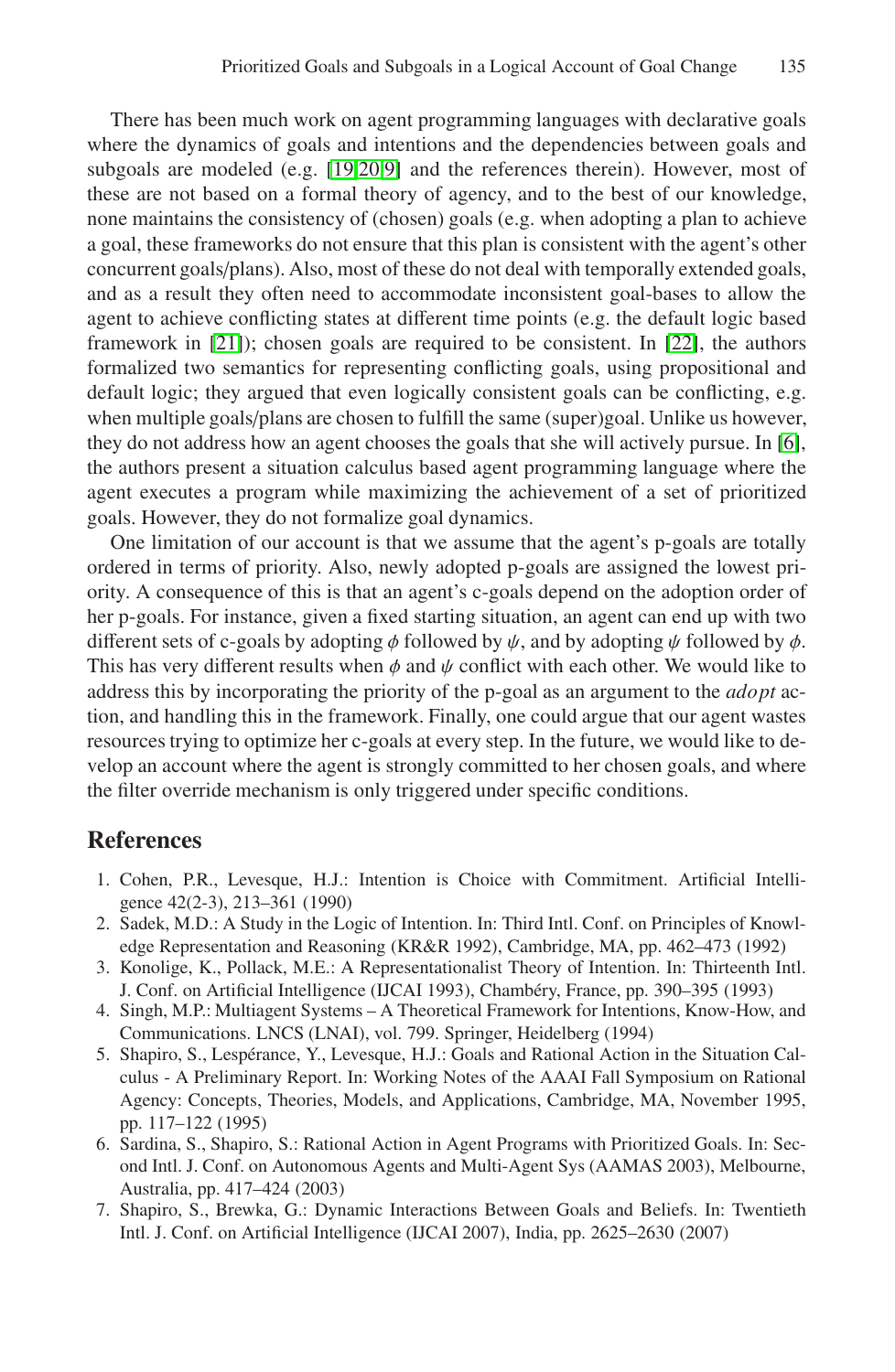There has been much work on agent programming languages with declarative goals where the dynamics of goals and intentions and the dependencies between goals and subgoals are modeled (e.g. [19,20,9] and the references therein). However, most of these are not based on a formal theory of agency, and to the best of our knowledge, none maintains the consistency of (chosen) goals (e.g. when adopting a plan to achieve a goal, these frameworks do not ensure that this plan is consistent with the agent's other concurrent goals/plans). Also, most of these do not deal with temporally extended goals, and as a result they often need to accommodate inconsistent goal-bases to allow the agent to achieve conflicting states at different time points (e.g. the default logic based framework in [21]); chosen goals are required to be consistent. In [22], the authors formalized two semantics for representing conflicting goals, using propositional and default logic; they argued that even logically consistent goals can be conflicting, e.g. when multiple goals/plans are chosen to fulfill the same (super)goal. Unlike us however, they do not address how an agent chooses the goals that she will actively pursue. In [6], the authors present a situation calculus based agent programming language where the agent executes a program while maximizing the achievement of a set of prioritized goals. However, they do not formalize goal dynamics.

One limitation of our account is that we assume that the agent's p-goals are totally ordered in terms of priority. Also, newly adopted p-goals are assigned the lowest priority. A consequence of this is that an agent's c-goals depend on the adoption order of her p-goals. For instance, given a fixed starting situation, an agent can end up with two different sets of c-goals by adopting $\phi$ followed by $\psi$, and by adopting $\psi$ followed by $\phi$. This has very different results when $\phi$ and $\psi$ conflict with each other. We would like to address this by incorporating the priority of the p-goal as an argument to the *adopt* action, and handling this in the framework. Finally, one could argue that our agent wastes resources trying to optimize her c-goals at every step. In the future, we would like to develop an account where the agent is strongly committed to her chosen goals, and where the filter override mechanism is only triggered under specific conditions.

## References

1. Cohen, P.R., Levesque, H.J.: Intention is Choice with Commitment. Artificial Intelligence 42(2-3), 213–361 (1990)
2. Sadek, M.D.: A Study in the Logic of Intention. In: Third Intl. Conf. on Principles of Knowledge Representation and Reasoning (KR&R 1992), Cambridge, MA, pp. 462–473 (1992)
3. Konolige, K., Pollack, M.E.: A Representationalist Theory of Intention. In: Thirteenth Intl. J. Conf. on Artificial Intelligence (IJCAI 1993), Chambéry, France, pp. 390–395 (1993)
4. Singh, M.P.: Multiagent Systems – A Theoretical Framework for Intentions, Know-How, and Communications. LNCS (LNAI), vol. 799. Springer, Heidelberg (1994)
5. Shapiro, S., Lespérance, Y., Levesque, H.J.: Goals and Rational Action in the Situation Calculus - A Preliminary Report. In: Working Notes of the AAAI Fall Symposium on Rational Agency: Concepts, Theories, Models, and Applications, Cambridge, MA, November 1995, pp. 117–122 (1995)
6. Sardina, S., Shapiro, S.: Rational Action in Agent Programs with Prioritized Goals. In: Second Intl. J. Conf. on Autonomous Agents and Multi-Agent Sys (AAMAS 2003), Melbourne, Australia, pp. 417–424 (2003)
7. Shapiro, S., Brewka, G.: Dynamic Interactions Between Goals and Beliefs. In: Twentieth Intl. J. Conf. on Artificial Intelligence (IJCAI 2007), India, pp. 2625–2630 (2007)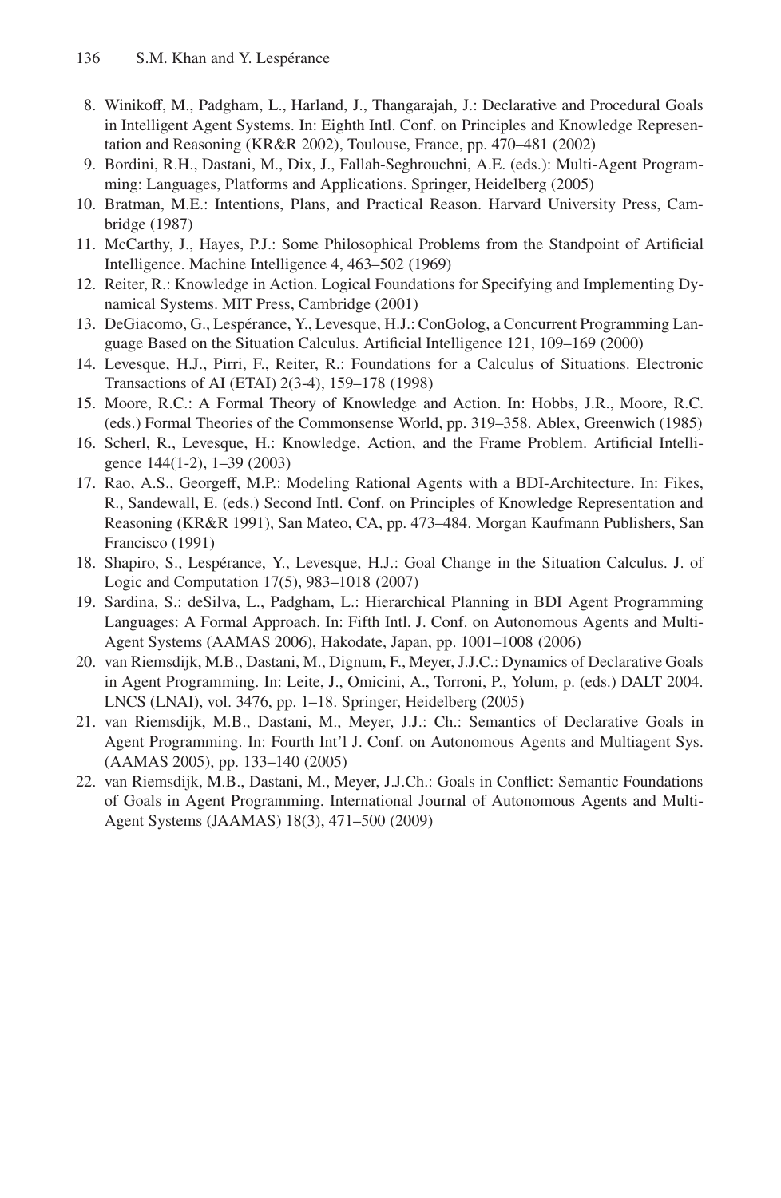8. Winikoff, M., Padgham, L., Harland, J., Thangarajah, J.: Declarative and Procedural Goals in Intelligent Agent Systems. In: Eighth Intl. Conf. on Principles and Knowledge Representation and Reasoning (KR&R 2002), Toulouse, France, pp. 470–481 (2002)
9. Bordini, R.H., Dastani, M., Dix, J., Fallah-Seghrouchni, A.E. (eds.): Multi-Agent Programming: Languages, Platforms and Applications. Springer, Heidelberg (2005)
10. Bratman, M.E.: Intentions, Plans, and Practical Reason. Harvard University Press, Cambridge (1987)
11. McCarthy, J., Hayes, P.J.: Some Philosophical Problems from the Standpoint of Artificial Intelligence. Machine Intelligence 4, 463–502 (1969)
12. Reiter, R.: Knowledge in Action. Logical Foundations for Specifying and Implementing Dynamical Systems. MIT Press, Cambridge (2001)
13. DeGiacomo, G., Lespérance, Y., Levesque, H.J.: ConGolog, a Concurrent Programming Language Based on the Situation Calculus. Artificial Intelligence 121, 109–169 (2000)
14. Levesque, H.J., Pirri, F., Reiter, R.: Foundations for a Calculus of Situations. Electronic Transactions of AI (ETAI) 2(3-4), 159–178 (1998)
15. Moore, R.C.: A Formal Theory of Knowledge and Action. In: Hobbs, J.R., Moore, R.C. (eds.) Formal Theories of the Commonsense World, pp. 319–358. Ablex, Greenwich (1985)
16. Scherl, R., Levesque, H.: Knowledge, Action, and the Frame Problem. Artificial Intelligence 144(1-2), 1–39 (2003)
17. Rao, A.S., Georgeff, M.P.: Modeling Rational Agents with a BDI-Architecture. In: Fikes, R., Sandewall, E. (eds.) Second Intl. Conf. on Principles of Knowledge Representation and Reasoning (KR&R 1991), San Mateo, CA, pp. 473–484. Morgan Kaufmann Publishers, San Francisco (1991)
18. Shapiro, S., Lespérance, Y., Levesque, H.J.: Goal Change in the Situation Calculus. J. of Logic and Computation 17(5), 983–1018 (2007)
19. Sardina, S.: deSilva, L., Padgham, L.: Hierarchical Planning in BDI Agent Programming Languages: A Formal Approach. In: Fifth Intl. J. Conf. on Autonomous Agents and Multi-Agent Systems (AAMAS 2006), Hakodate, Japan, pp. 1001–1008 (2006)
20. van Riemsdijk, M.B., Dastani, M., Dignum, F., Meyer, J.J.C.: Dynamics of Declarative Goals in Agent Programming. In: Leite, J., Omicini, A., Torroni, P., Yolum, p. (eds.) DALT 2004. LNCS (LNAI), vol. 3476, pp. 1–18. Springer, Heidelberg (2005)
21. van Riemsdijk, M.B., Dastani, M., Meyer, J.J.: Ch.: Semantics of Declarative Goals in Agent Programming. In: Fourth Int'l J. Conf. on Autonomous Agents and Multiagent Sys. (AAMAS 2005), pp. 133–140 (2005)
22. van Riemsdijk, M.B., Dastani, M., Meyer, J.J.Ch.: Goals in Conflict: Semantic Foundations of Goals in Agent Programming. International Journal of Autonomous Agents and Multi-Agent Systems (JAAMAS) 18(3), 471–500 (2009)